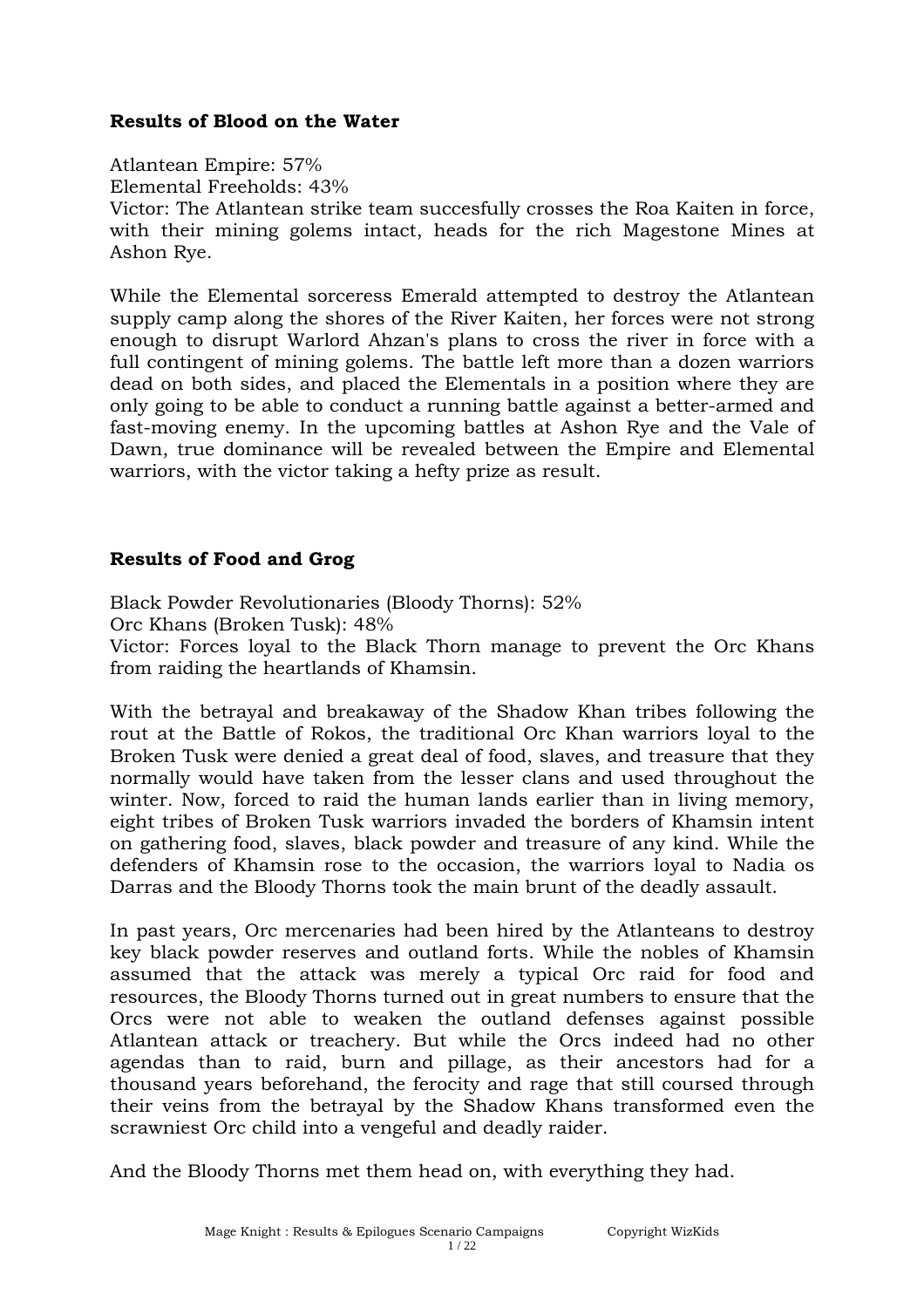**Results of Blood on the Water**

Atlantean Empire: 57%
Elemental Freeholds: 43%
Victor: The Atlantean strike team succesfully crosses the Roa Kaiten in force, with their mining golems intact, heads for the rich Magestone Mines at Ashon Rye.

While the Elemental sorceress Emerald attempted to destroy the Atlantean supply camp along the shores of the River Kaiten, her forces were not strong enough to disrupt Warlord Ahzan's plans to cross the river in force with a full contingent of mining golems. The battle left more than a dozen warriors dead on both sides, and placed the Elementals in a position where they are only going to be able to conduct a running battle against a better-armed and fast-moving enemy. In the upcoming battles at Ashon Rye and the Vale of Dawn, true dominance will be revealed between the Empire and Elemental warriors, with the victor taking a hefty prize as result.

**Results of Food and Grog**

Black Powder Revolutionaries (Bloody Thorns): 52%
Orc Khans (Broken Tusk): 48%
Victor: Forces loyal to the Black Thorn manage to prevent the Orc Khans from raiding the heartlands of Khamsin.

With the betrayal and breakaway of the Shadow Khan tribes following the rout at the Battle of Rokos, the traditional Orc Khan warriors loyal to the Broken Tusk were denied a great deal of food, slaves, and treasure that they normally would have taken from the lesser clans and used throughout the winter. Now, forced to raid the human lands earlier than in living memory, eight tribes of Broken Tusk warriors invaded the borders of Khamsin intent on gathering food, slaves, black powder and treasure of any kind. While the defenders of Khamsin rose to the occasion, the warriors loyal to Nadia os Darras and the Bloody Thorns took the main brunt of the deadly assault.

In past years, Orc mercenaries had been hired by the Atlanteans to destroy key black powder reserves and outland forts. While the nobles of Khamsin assumed that the attack was merely a typical Orc raid for food and resources, the Bloody Thorns turned out in great numbers to ensure that the Orcs were not able to weaken the outland defenses against possible Atlantean attack or treachery. But while the Orcs indeed had no other agendas than to raid, burn and pillage, as their ancestors had for a thousand years beforehand, the ferocity and rage that still coursed through their veins from the betrayal by the Shadow Khans transformed even the scrawniest Orc child into a vengeful and deadly raider.

And the Bloody Thorns met them head on, with everything they had.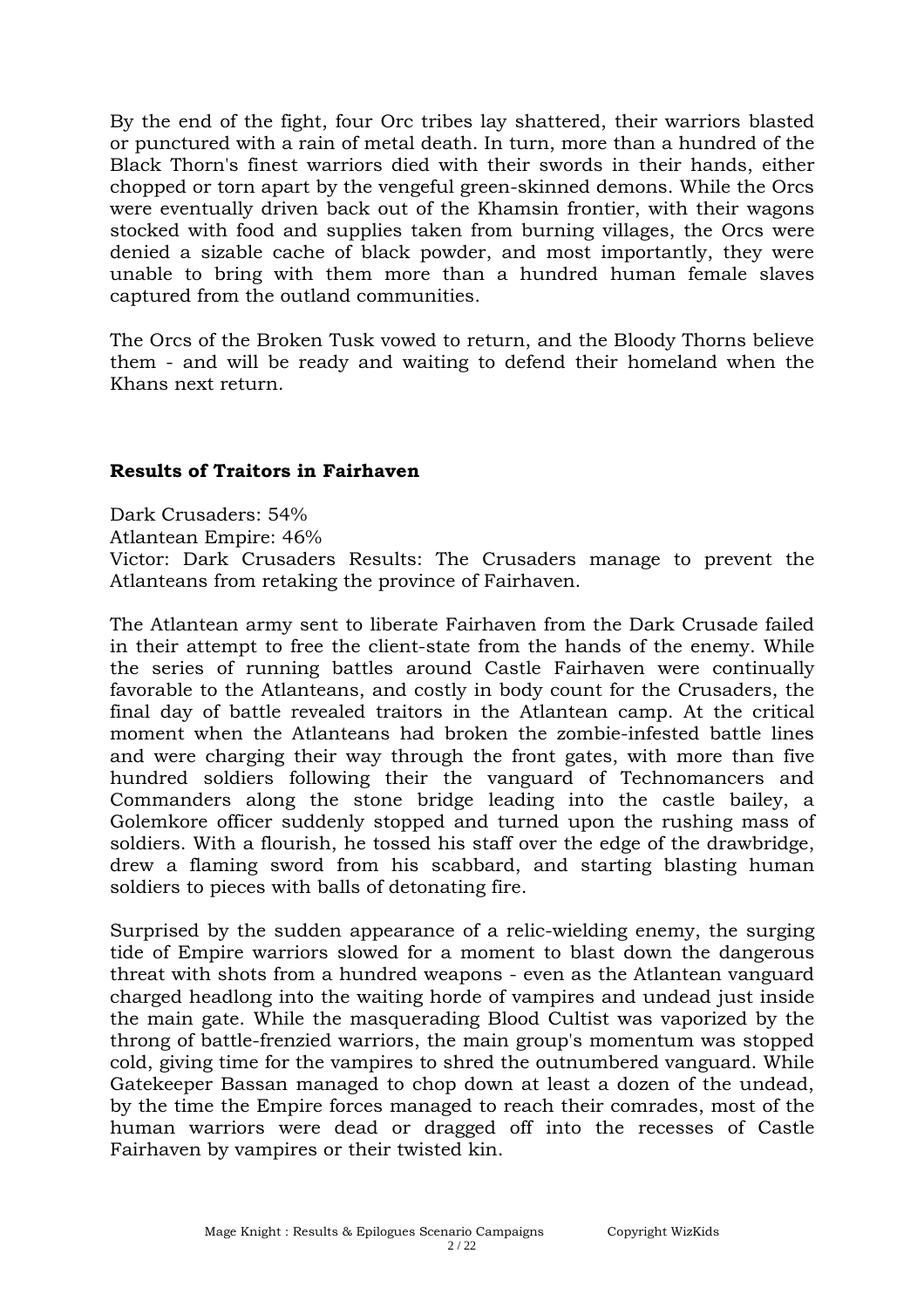By the end of the fight, four Orc tribes lay shattered, their warriors blasted or punctured with a rain of metal death. In turn, more than a hundred of the Black Thorn's finest warriors died with their swords in their hands, either chopped or torn apart by the vengeful green-skinned demons. While the Orcs were eventually driven back out of the Khamsin frontier, with their wagons stocked with food and supplies taken from burning villages, the Orcs were denied a sizable cache of black powder, and most importantly, they were unable to bring with them more than a hundred human female slaves captured from the outland communities.

The Orcs of the Broken Tusk vowed to return, and the Bloody Thorns believe them - and will be ready and waiting to defend their homeland when the Khans next return.

**Results of Traitors in Fairhaven**

Dark Crusaders: 54%
Atlantean Empire: 46%
Victor: Dark Crusaders Results: The Crusaders manage to prevent the Atlanteans from retaking the province of Fairhaven.

The Atlantean army sent to liberate Fairhaven from the Dark Crusade failed in their attempt to free the client-state from the hands of the enemy. While the series of running battles around Castle Fairhaven were continually favorable to the Atlanteans, and costly in body count for the Crusaders, the final day of battle revealed traitors in the Atlantean camp. At the critical moment when the Atlanteans had broken the zombie-infested battle lines and were charging their way through the front gates, with more than five hundred soldiers following their the vanguard of Technomancers and Commanders along the stone bridge leading into the castle bailey, a Golemkore officer suddenly stopped and turned upon the rushing mass of soldiers. With a flourish, he tossed his staff over the edge of the drawbridge, drew a flaming sword from his scabbard, and starting blasting human soldiers to pieces with balls of detonating fire.

Surprised by the sudden appearance of a relic-wielding enemy, the surging tide of Empire warriors slowed for a moment to blast down the dangerous threat with shots from a hundred weapons - even as the Atlantean vanguard charged headlong into the waiting horde of vampires and undead just inside the main gate. While the masquerading Blood Cultist was vaporized by the throng of battle-frenzied warriors, the main group's momentum was stopped cold, giving time for the vampires to shred the outnumbered vanguard. While Gatekeeper Bassan managed to chop down at least a dozen of the undead, by the time the Empire forces managed to reach their comrades, most of the human warriors were dead or dragged off into the recesses of Castle Fairhaven by vampires or their twisted kin.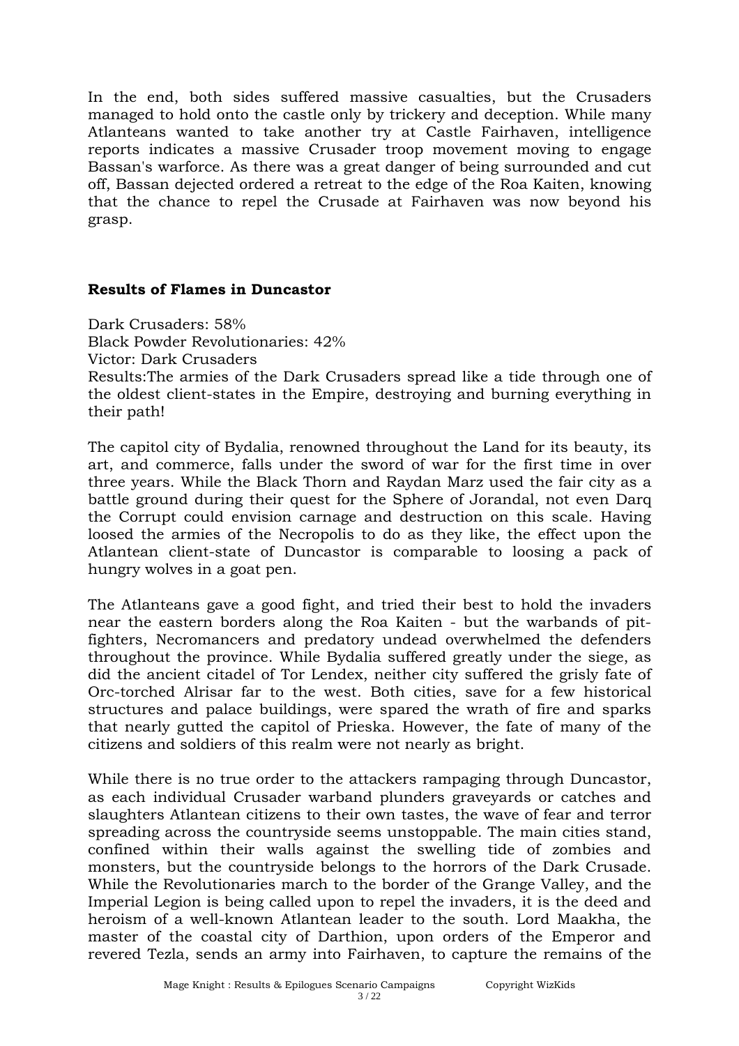In the end, both sides suffered massive casualties, but the Crusaders managed to hold onto the castle only by trickery and deception. While many Atlanteans wanted to take another try at Castle Fairhaven, intelligence reports indicates a massive Crusader troop movement moving to engage Bassan's warforce. As there was a great danger of being surrounded and cut off, Bassan dejected ordered a retreat to the edge of the Roa Kaiten, knowing that the chance to repel the Crusade at Fairhaven was now beyond his grasp.

**Results of Flames in Duncastor**

Dark Crusaders: 58%
Black Powder Revolutionaries: 42%
Victor: Dark Crusaders
Results:The armies of the Dark Crusaders spread like a tide through one of the oldest client-states in the Empire, destroying and burning everything in their path!

The capitol city of Bydalia, renowned throughout the Land for its beauty, its art, and commerce, falls under the sword of war for the first time in over three years. While the Black Thorn and Raydan Marz used the fair city as a battle ground during their quest for the Sphere of Jorandal, not even Darq the Corrupt could envision carnage and destruction on this scale. Having loosed the armies of the Necropolis to do as they like, the effect upon the Atlantean client-state of Duncastor is comparable to loosing a pack of hungry wolves in a goat pen.

The Atlanteans gave a good fight, and tried their best to hold the invaders near the eastern borders along the Roa Kaiten - but the warbands of pit-fighters, Necromancers and predatory undead overwhelmed the defenders throughout the province. While Bydalia suffered greatly under the siege, as did the ancient citadel of Tor Lendex, neither city suffered the grisly fate of Orc-torched Alrisar far to the west. Both cities, save for a few historical structures and palace buildings, were spared the wrath of fire and sparks that nearly gutted the capitol of Prieska. However, the fate of many of the citizens and soldiers of this realm were not nearly as bright.

While there is no true order to the attackers rampaging through Duncastor, as each individual Crusader warband plunders graveyards or catches and slaughters Atlantean citizens to their own tastes, the wave of fear and terror spreading across the countryside seems unstoppable. The main cities stand, confined within their walls against the swelling tide of zombies and monsters, but the countryside belongs to the horrors of the Dark Crusade. While the Revolutionaries march to the border of the Grange Valley, and the Imperial Legion is being called upon to repel the invaders, it is the deed and heroism of a well-known Atlantean leader to the south. Lord Maakha, the master of the coastal city of Darthion, upon orders of the Emperor and revered Tezla, sends an army into Fairhaven, to capture the remains of the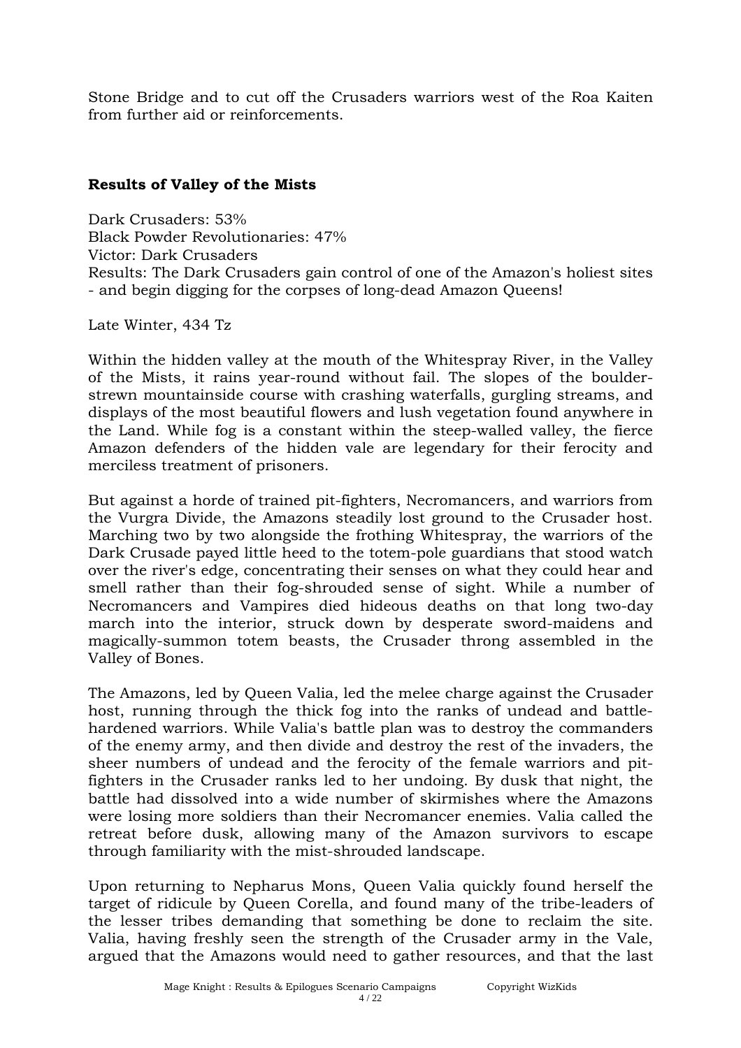Stone Bridge and to cut off the Crusaders warriors west of the Roa Kaiten from further aid or reinforcements.

### Results of Valley of the Mists

Dark Crusaders: 53%
Black Powder Revolutionaries: 47%
Victor: Dark Crusaders
Results: The Dark Crusaders gain control of one of the Amazon's holiest sites - and begin digging for the corpses of long-dead Amazon Queens!

Late Winter, 434 Tz

Within the hidden valley at the mouth of the Whitespray River, in the Valley of the Mists, it rains year-round without fail. The slopes of the boulder-strewn mountainside course with crashing waterfalls, gurgling streams, and displays of the most beautiful flowers and lush vegetation found anywhere in the Land. While fog is a constant within the steep-walled valley, the fierce Amazon defenders of the hidden vale are legendary for their ferocity and merciless treatment of prisoners.

But against a horde of trained pit-fighters, Necromancers, and warriors from the Vurgra Divide, the Amazons steadily lost ground to the Crusader host. Marching two by two alongside the frothing Whitespray, the warriors of the Dark Crusade payed little heed to the totem-pole guardians that stood watch over the river's edge, concentrating their senses on what they could hear and smell rather than their fog-shrouded sense of sight. While a number of Necromancers and Vampires died hideous deaths on that long two-day march into the interior, struck down by desperate sword-maidens and magically-summon totem beasts, the Crusader throng assembled in the Valley of Bones.

The Amazons, led by Queen Valia, led the melee charge against the Crusader host, running through the thick fog into the ranks of undead and battle-hardened warriors. While Valia's battle plan was to destroy the commanders of the enemy army, and then divide and destroy the rest of the invaders, the sheer numbers of undead and the ferocity of the female warriors and pit-fighters in the Crusader ranks led to her undoing. By dusk that night, the battle had dissolved into a wide number of skirmishes where the Amazons were losing more soldiers than their Necromancer enemies. Valia called the retreat before dusk, allowing many of the Amazon survivors to escape through familiarity with the mist-shrouded landscape.

Upon returning to Nepharus Mons, Queen Valia quickly found herself the target of ridicule by Queen Corella, and found many of the tribe-leaders of the lesser tribes demanding that something be done to reclaim the site. Valia, having freshly seen the strength of the Crusader army in the Vale, argued that the Amazons would need to gather resources, and that the last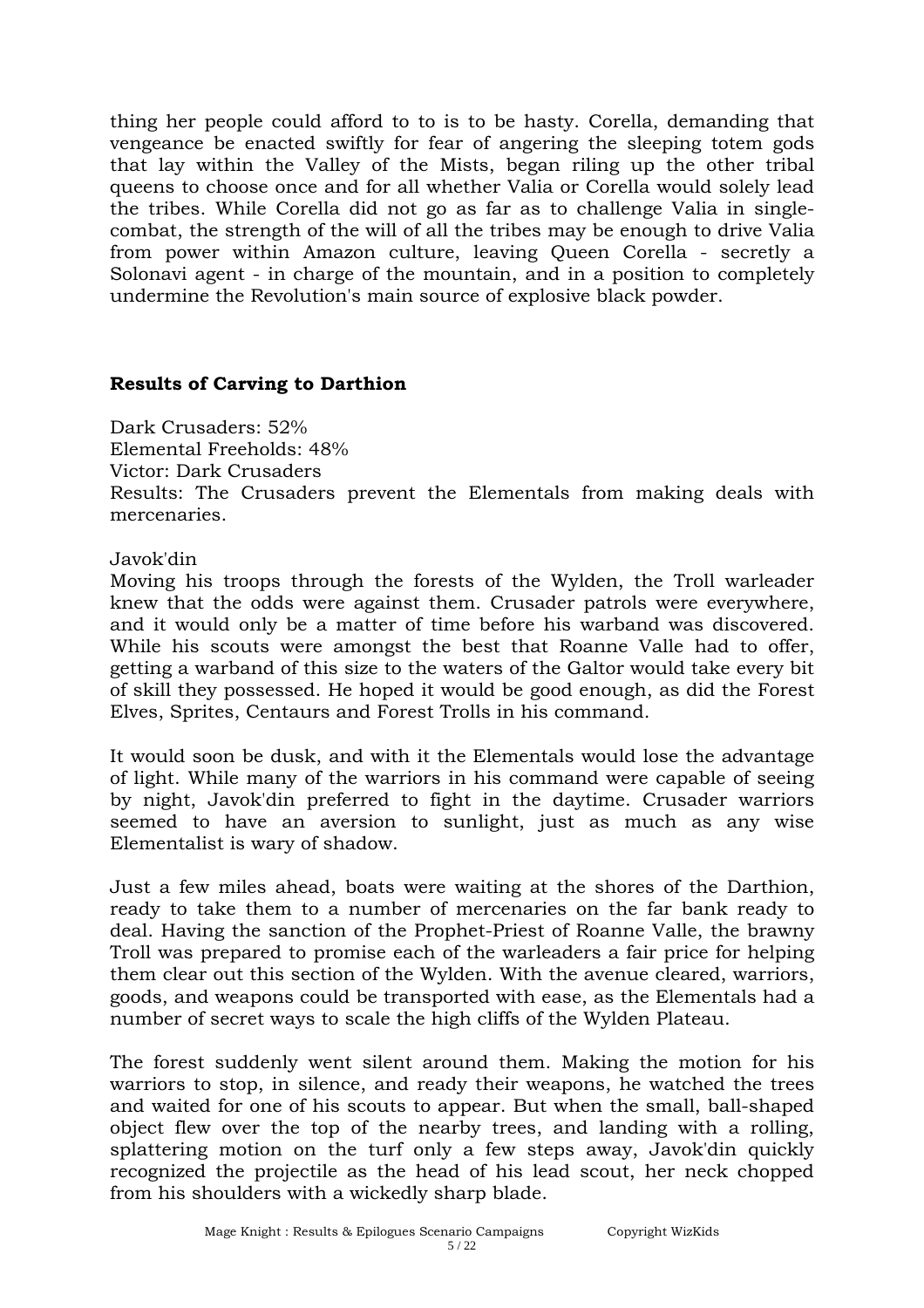thing her people could afford to to is to be hasty. Corella, demanding that vengeance be enacted swiftly for fear of angering the sleeping totem gods that lay within the Valley of the Mists, began riling up the other tribal queens to choose once and for all whether Valia or Corella would solely lead the tribes. While Corella did not go as far as to challenge Valia in single-combat, the strength of the will of all the tribes may be enough to drive Valia from power within Amazon culture, leaving Queen Corella - secretly a Solonavi agent - in charge of the mountain, and in a position to completely undermine the Revolution's main source of explosive black powder.

**Results of Carving to Darthion**

Dark Crusaders: 52%
Elemental Freeholds: 48%
Victor: Dark Crusaders
Results: The Crusaders prevent the Elementals from making deals with mercenaries.

Javok'din
Moving his troops through the forests of the Wylden, the Troll warleader knew that the odds were against them. Crusader patrols were everywhere, and it would only be a matter of time before his warband was discovered. While his scouts were amongst the best that Roanne Valle had to offer, getting a warband of this size to the waters of the Galtor would take every bit of skill they possessed. He hoped it would be good enough, as did the Forest Elves, Sprites, Centaurs and Forest Trolls in his command.

It would soon be dusk, and with it the Elementals would lose the advantage of light. While many of the warriors in his command were capable of seeing by night, Javok'din preferred to fight in the daytime. Crusader warriors seemed to have an aversion to sunlight, just as much as any wise Elementalist is wary of shadow.

Just a few miles ahead, boats were waiting at the shores of the Darthion, ready to take them to a number of mercenaries on the far bank ready to deal. Having the sanction of the Prophet-Priest of Roanne Valle, the brawny Troll was prepared to promise each of the warleaders a fair price for helping them clear out this section of the Wylden. With the avenue cleared, warriors, goods, and weapons could be transported with ease, as the Elementals had a number of secret ways to scale the high cliffs of the Wylden Plateau.

The forest suddenly went silent around them. Making the motion for his warriors to stop, in silence, and ready their weapons, he watched the trees and waited for one of his scouts to appear. But when the small, ball-shaped object flew over the top of the nearby trees, and landing with a rolling, splattering motion on the turf only a few steps away, Javok'din quickly recognized the projectile as the head of his lead scout, her neck chopped from his shoulders with a wickedly sharp blade.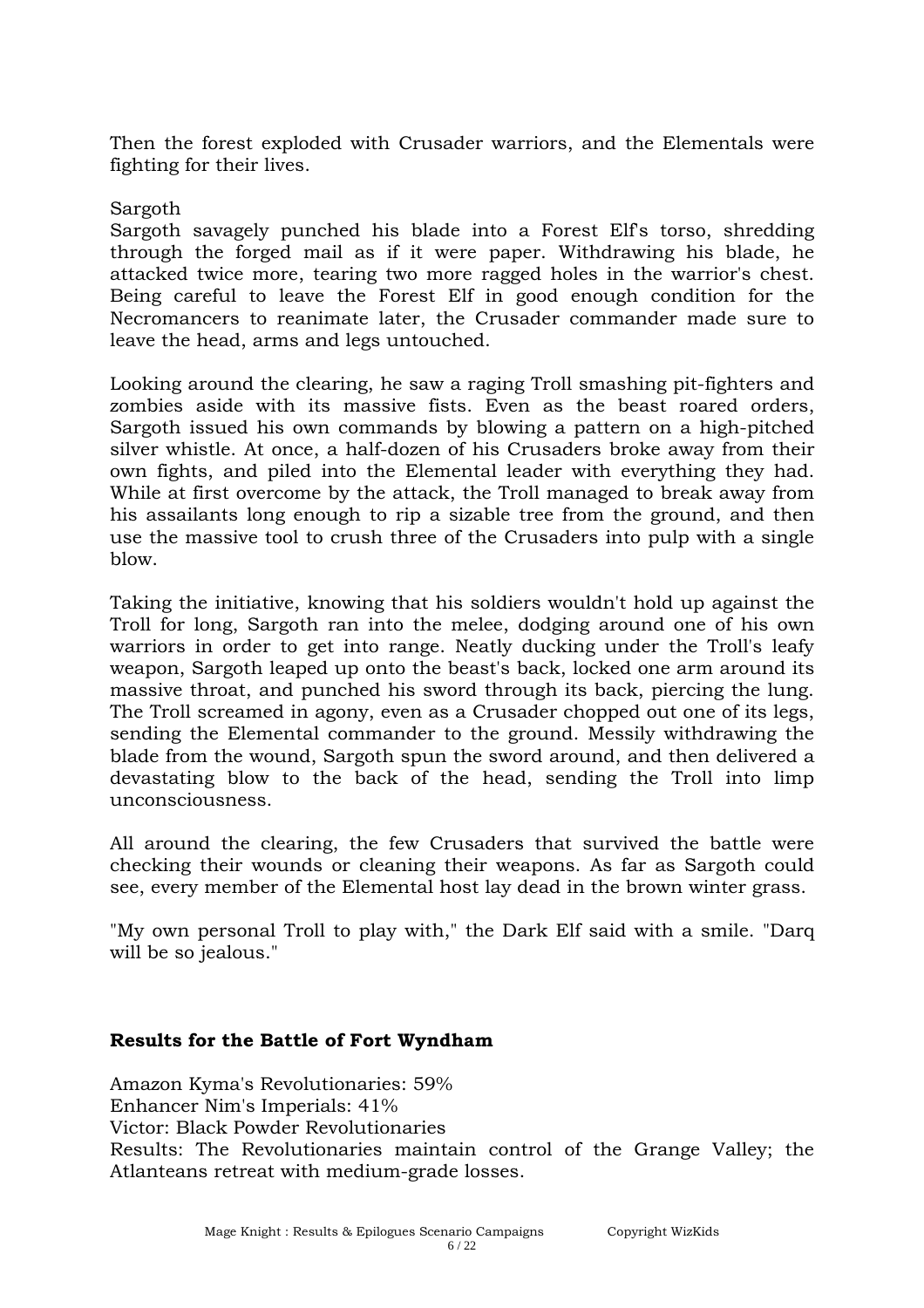Then the forest exploded with Crusader warriors, and the Elementals were fighting for their lives.

Sargoth

Sargoth savagely punched his blade into a Forest Elf's torso, shredding through the forged mail as if it were paper. Withdrawing his blade, he attacked twice more, tearing two more ragged holes in the warrior's chest. Being careful to leave the Forest Elf in good enough condition for the Necromancers to reanimate later, the Crusader commander made sure to leave the head, arms and legs untouched.

Looking around the clearing, he saw a raging Troll smashing pit-fighters and zombies aside with its massive fists. Even as the beast roared orders, Sargoth issued his own commands by blowing a pattern on a high-pitched silver whistle. At once, a half-dozen of his Crusaders broke away from their own fights, and piled into the Elemental leader with everything they had. While at first overcome by the attack, the Troll managed to break away from his assailants long enough to rip a sizable tree from the ground, and then use the massive tool to crush three of the Crusaders into pulp with a single blow.

Taking the initiative, knowing that his soldiers wouldn't hold up against the Troll for long, Sargoth ran into the melee, dodging around one of his own warriors in order to get into range. Neatly ducking under the Troll's leafy weapon, Sargoth leaped up onto the beast's back, locked one arm around its massive throat, and punched his sword through its back, piercing the lung. The Troll screamed in agony, even as a Crusader chopped out one of its legs, sending the Elemental commander to the ground. Messily withdrawing the blade from the wound, Sargoth spun the sword around, and then delivered a devastating blow to the back of the head, sending the Troll into limp unconsciousness.

All around the clearing, the few Crusaders that survived the battle were checking their wounds or cleaning their weapons. As far as Sargoth could see, every member of the Elemental host lay dead in the brown winter grass.

"My own personal Troll to play with," the Dark Elf said with a smile. "Darq will be so jealous."

**Results for the Battle of Fort Wyndham**

Amazon Kyma's Revolutionaries: 59%
Enhancer Nim's Imperials: 41%
Victor: Black Powder Revolutionaries
Results: The Revolutionaries maintain control of the Grange Valley; the Atlanteans retreat with medium-grade losses.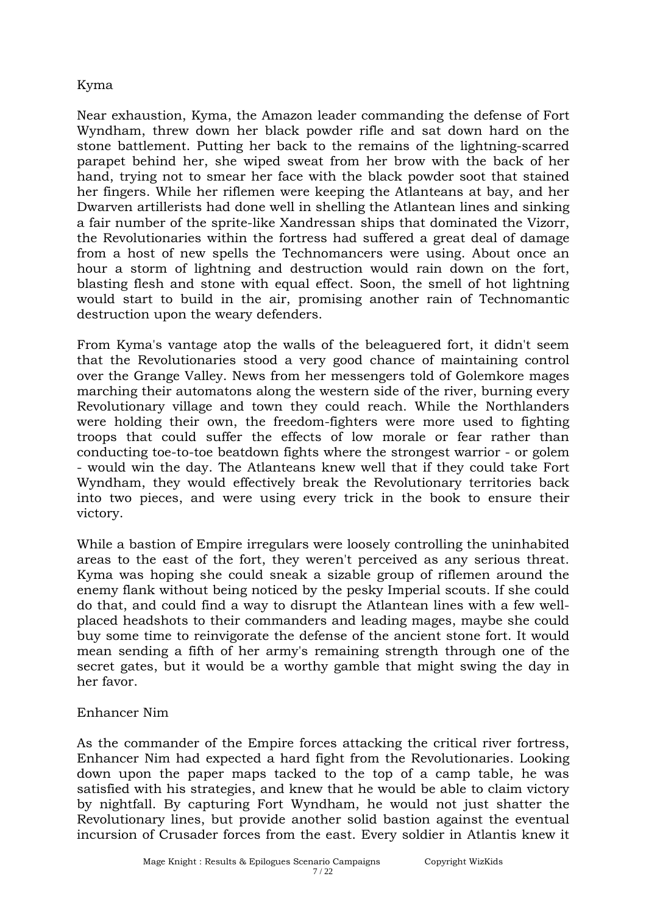### Kyma

Near exhaustion, Kyma, the Amazon leader commanding the defense of Fort Wyndham, threw down her black powder rifle and sat down hard on the stone battlement. Putting her back to the remains of the lightning-scarred parapet behind her, she wiped sweat from her brow with the back of her hand, trying not to smear her face with the black powder soot that stained her fingers. While her riflemen were keeping the Atlanteans at bay, and her Dwarven artillerists had done well in shelling the Atlantean lines and sinking a fair number of the sprite-like Xandressan ships that dominated the Vizorr, the Revolutionaries within the fortress had suffered a great deal of damage from a host of new spells the Technomancers were using. About once an hour a storm of lightning and destruction would rain down on the fort, blasting flesh and stone with equal effect. Soon, the smell of hot lightning would start to build in the air, promising another rain of Technomantic destruction upon the weary defenders.

From Kyma's vantage atop the walls of the beleaguered fort, it didn't seem that the Revolutionaries stood a very good chance of maintaining control over the Grange Valley. News from her messengers told of Golemkore mages marching their automatons along the western side of the river, burning every Revolutionary village and town they could reach. While the Northlanders were holding their own, the freedom-fighters were more used to fighting troops that could suffer the effects of low morale or fear rather than conducting toe-to-toe beatdown fights where the strongest warrior - or golem - would win the day. The Atlanteans knew well that if they could take Fort Wyndham, they would effectively break the Revolutionary territories back into two pieces, and were using every trick in the book to ensure their victory.

While a bastion of Empire irregulars were loosely controlling the uninhabited areas to the east of the fort, they weren't perceived as any serious threat. Kyma was hoping she could sneak a sizable group of riflemen around the enemy flank without being noticed by the pesky Imperial scouts. If she could do that, and could find a way to disrupt the Atlantean lines with a few well-placed headshots to their commanders and leading mages, maybe she could buy some time to reinvigorate the defense of the ancient stone fort. It would mean sending a fifth of her army's remaining strength through one of the secret gates, but it would be a worthy gamble that might swing the day in her favor.

### Enhancer Nim

As the commander of the Empire forces attacking the critical river fortress, Enhancer Nim had expected a hard fight from the Revolutionaries. Looking down upon the paper maps tacked to the top of a camp table, he was satisfied with his strategies, and knew that he would be able to claim victory by nightfall. By capturing Fort Wyndham, he would not just shatter the Revolutionary lines, but provide another solid bastion against the eventual incursion of Crusader forces from the east. Every soldier in Atlantis knew it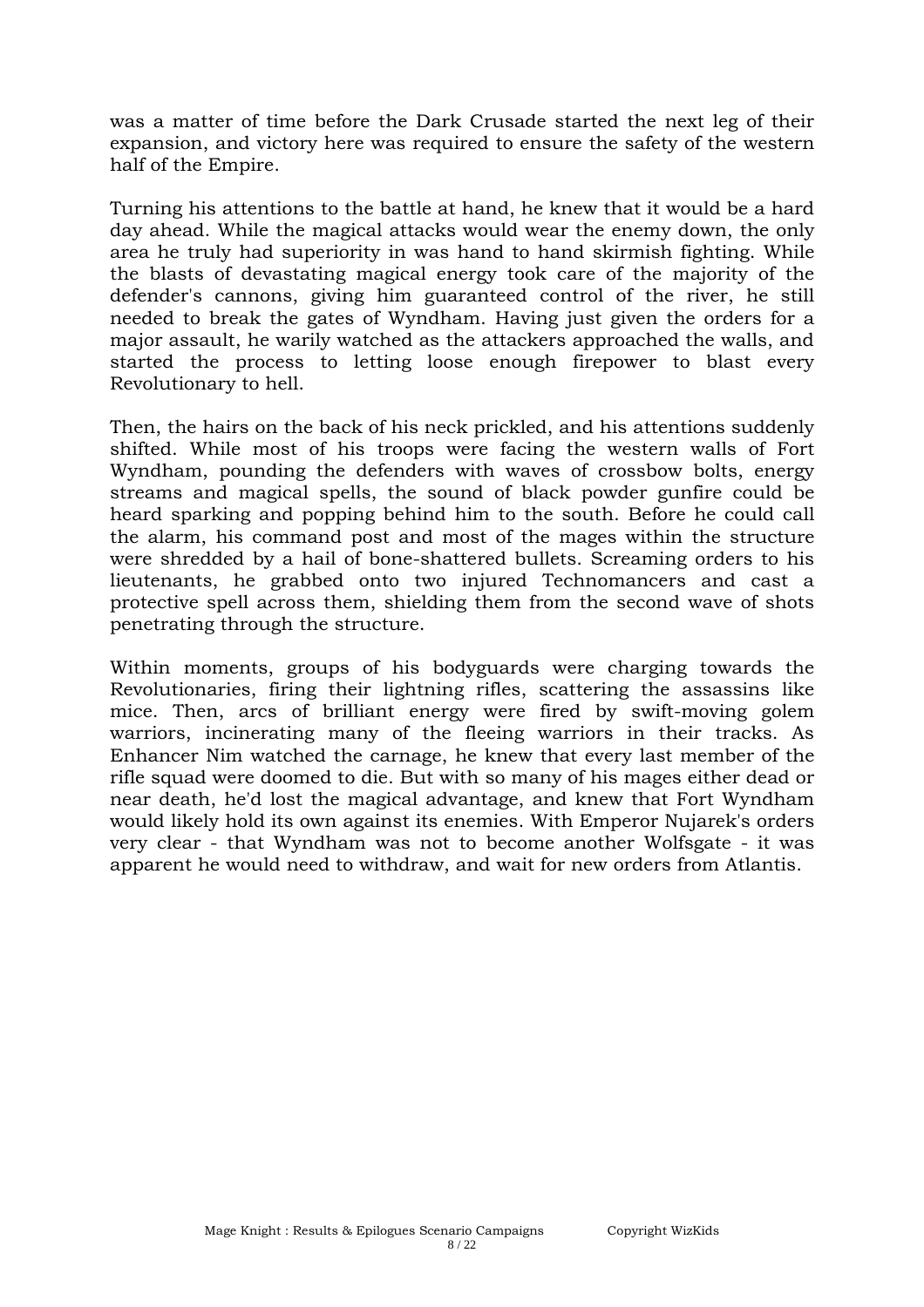was a matter of time before the Dark Crusade started the next leg of their expansion, and victory here was required to ensure the safety of the western half of the Empire.

Turning his attentions to the battle at hand, he knew that it would be a hard day ahead. While the magical attacks would wear the enemy down, the only area he truly had superiority in was hand to hand skirmish fighting. While the blasts of devastating magical energy took care of the majority of the defender's cannons, giving him guaranteed control of the river, he still needed to break the gates of Wyndham. Having just given the orders for a major assault, he warily watched as the attackers approached the walls, and started the process to letting loose enough firepower to blast every Revolutionary to hell.

Then, the hairs on the back of his neck prickled, and his attentions suddenly shifted. While most of his troops were facing the western walls of Fort Wyndham, pounding the defenders with waves of crossbow bolts, energy streams and magical spells, the sound of black powder gunfire could be heard sparking and popping behind him to the south. Before he could call the alarm, his command post and most of the mages within the structure were shredded by a hail of bone-shattered bullets. Screaming orders to his lieutenants, he grabbed onto two injured Technomancers and cast a protective spell across them, shielding them from the second wave of shots penetrating through the structure.

Within moments, groups of his bodyguards were charging towards the Revolutionaries, firing their lightning rifles, scattering the assassins like mice. Then, arcs of brilliant energy were fired by swift-moving golem warriors, incinerating many of the fleeing warriors in their tracks. As Enhancer Nim watched the carnage, he knew that every last member of the rifle squad were doomed to die. But with so many of his mages either dead or near death, he'd lost the magical advantage, and knew that Fort Wyndham would likely hold its own against its enemies. With Emperor Nujarek's orders very clear - that Wyndham was not to become another Wolfsgate - it was apparent he would need to withdraw, and wait for new orders from Atlantis.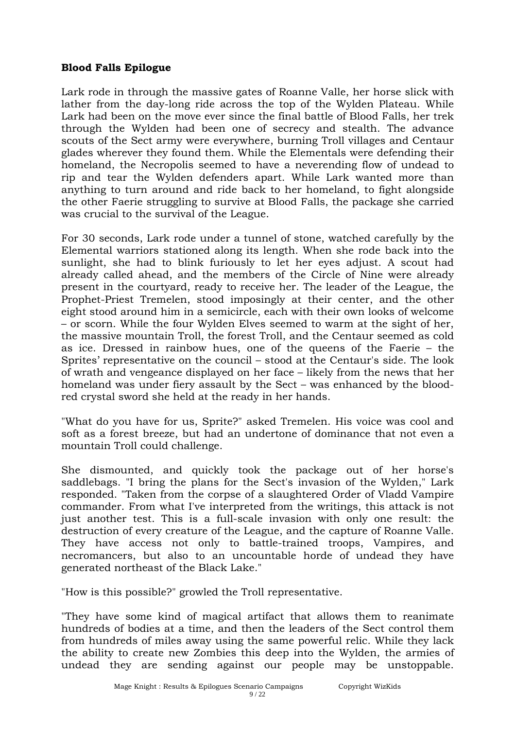**Blood Falls Epilogue**

Lark rode in through the massive gates of Roanne Valle, her horse slick with lather from the day-long ride across the top of the Wylden Plateau. While Lark had been on the move ever since the final battle of Blood Falls, her trek through the Wylden had been one of secrecy and stealth. The advance scouts of the Sect army were everywhere, burning Troll villages and Centaur glades wherever they found them. While the Elementals were defending their homeland, the Necropolis seemed to have a neverending flow of undead to rip and tear the Wylden defenders apart. While Lark wanted more than anything to turn around and ride back to her homeland, to fight alongside the other Faerie struggling to survive at Blood Falls, the package she carried was crucial to the survival of the League.

For 30 seconds, Lark rode under a tunnel of stone, watched carefully by the Elemental warriors stationed along its length. When she rode back into the sunlight, she had to blink furiously to let her eyes adjust. A scout had already called ahead, and the members of the Circle of Nine were already present in the courtyard, ready to receive her. The leader of the League, the Prophet-Priest Tremelen, stood imposingly at their center, and the other eight stood around him in a semicircle, each with their own looks of welcome – or scorn. While the four Wylden Elves seemed to warm at the sight of her, the massive mountain Troll, the forest Troll, and the Centaur seemed as cold as ice. Dressed in rainbow hues, one of the queens of the Faerie – the Sprites' representative on the council – stood at the Centaur's side. The look of wrath and vengeance displayed on her face – likely from the news that her homeland was under fiery assault by the Sect – was enhanced by the blood-red crystal sword she held at the ready in her hands.

"What do you have for us, Sprite?" asked Tremelen. His voice was cool and soft as a forest breeze, but had an undertone of dominance that not even a mountain Troll could challenge.

She dismounted, and quickly took the package out of her horse's saddlebags. "I bring the plans for the Sect's invasion of the Wylden," Lark responded. "Taken from the corpse of a slaughtered Order of Vladd Vampire commander. From what I've interpreted from the writings, this attack is not just another test. This is a full-scale invasion with only one result: the destruction of every creature of the League, and the capture of Roanne Valle. They have access not only to battle-trained troops, Vampires, and necromancers, but also to an uncountable horde of undead they have generated northeast of the Black Lake."

"How is this possible?" growled the Troll representative.

"They have some kind of magical artifact that allows them to reanimate hundreds of bodies at a time, and then the leaders of the Sect control them from hundreds of miles away using the same powerful relic. While they lack the ability to create new Zombies this deep into the Wylden, the armies of undead they are sending against our people may be unstoppable.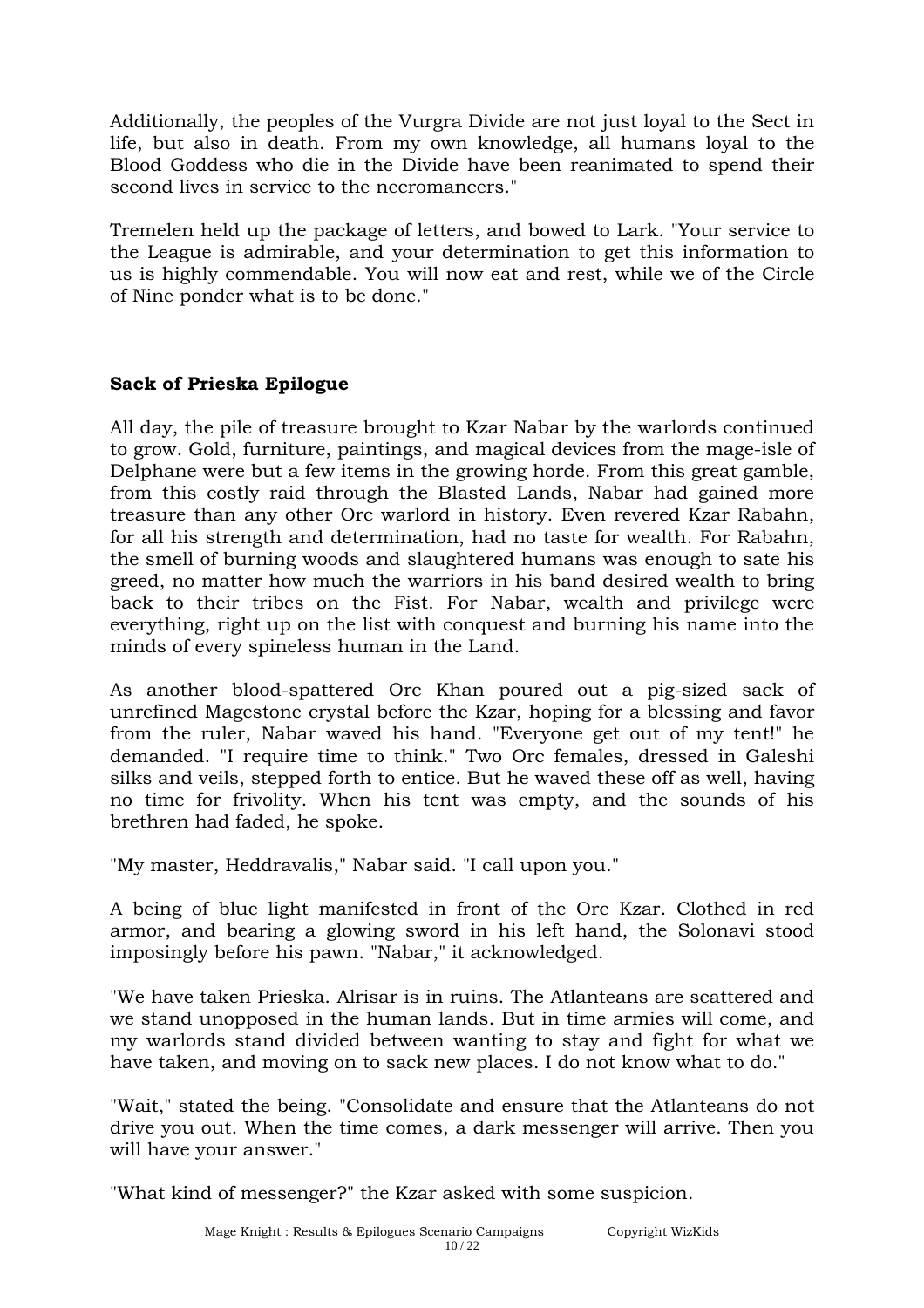Additionally, the peoples of the Vurgra Divide are not just loyal to the Sect in life, but also in death. From my own knowledge, all humans loyal to the Blood Goddess who die in the Divide have been reanimated to spend their second lives in service to the necromancers."

Tremelen held up the package of letters, and bowed to Lark. "Your service to the League is admirable, and your determination to get this information to us is highly commendable. You will now eat and rest, while we of the Circle of Nine ponder what is to be done."

**Sack of Prieska Epilogue**

All day, the pile of treasure brought to Kzar Nabar by the warlords continued to grow. Gold, furniture, paintings, and magical devices from the mage-isle of Delphane were but a few items in the growing horde. From this great gamble, from this costly raid through the Blasted Lands, Nabar had gained more treasure than any other Orc warlord in history. Even revered Kzar Rabahn, for all his strength and determination, had no taste for wealth. For Rabahn, the smell of burning woods and slaughtered humans was enough to sate his greed, no matter how much the warriors in his band desired wealth to bring back to their tribes on the Fist. For Nabar, wealth and privilege were everything, right up on the list with conquest and burning his name into the minds of every spineless human in the Land.

As another blood-spattered Orc Khan poured out a pig-sized sack of unrefined Magestone crystal before the Kzar, hoping for a blessing and favor from the ruler, Nabar waved his hand. "Everyone get out of my tent!" he demanded. "I require time to think." Two Orc females, dressed in Galeshi silks and veils, stepped forth to entice. But he waved these off as well, having no time for frivolity. When his tent was empty, and the sounds of his brethren had faded, he spoke.

"My master, Heddravalis," Nabar said. "I call upon you."

A being of blue light manifested in front of the Orc Kzar. Clothed in red armor, and bearing a glowing sword in his left hand, the Solonavi stood imposingly before his pawn. "Nabar," it acknowledged.

"We have taken Prieska. Alrisar is in ruins. The Atlanteans are scattered and we stand unopposed in the human lands. But in time armies will come, and my warlords stand divided between wanting to stay and fight for what we have taken, and moving on to sack new places. I do not know what to do."

"Wait," stated the being. "Consolidate and ensure that the Atlanteans do not drive you out. When the time comes, a dark messenger will arrive. Then you will have your answer."

"What kind of messenger?" the Kzar asked with some suspicion.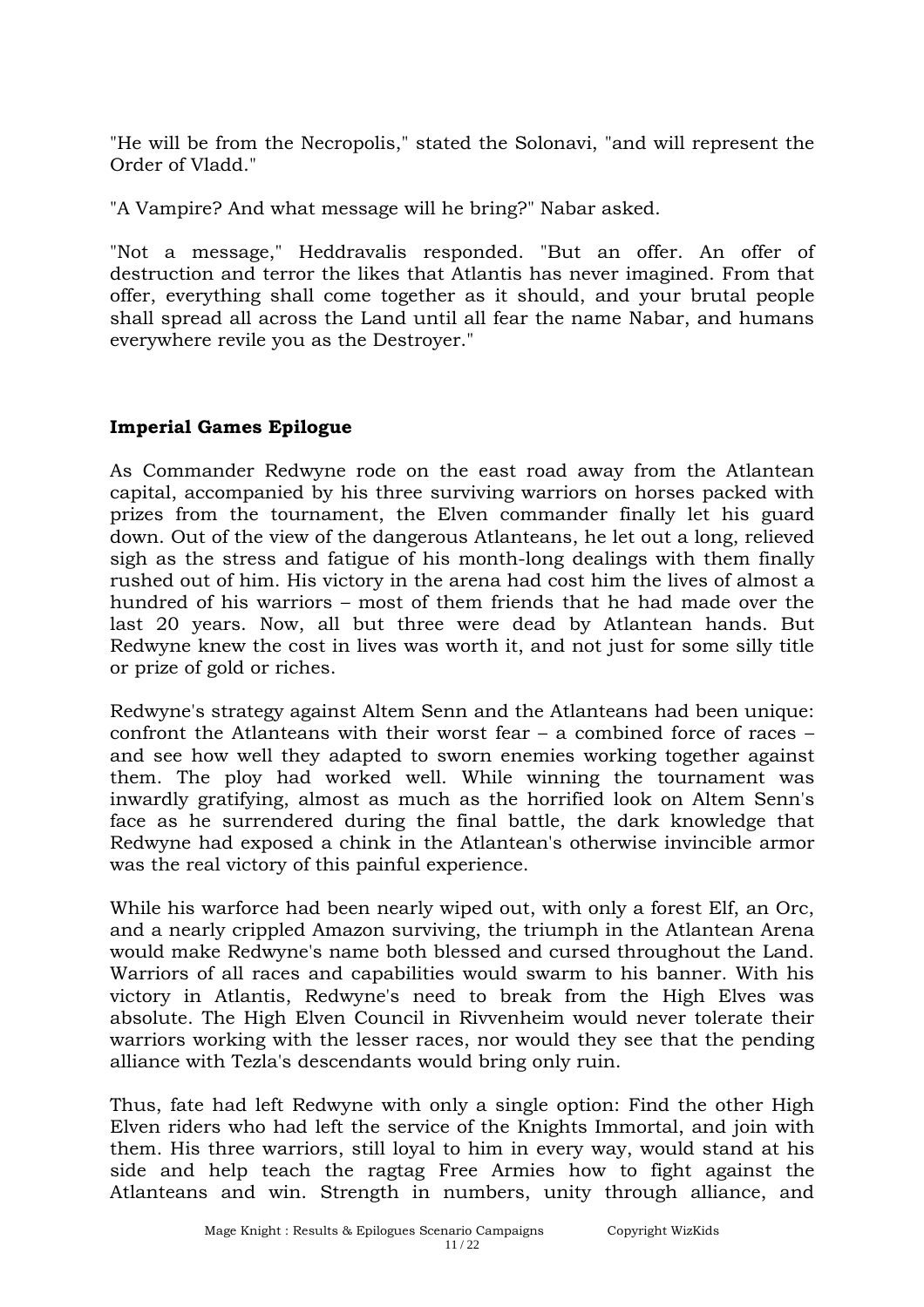"He will be from the Necropolis," stated the Solonavi, "and will represent the Order of Vladd."

"A Vampire? And what message will he bring?" Nabar asked.

"Not a message," Heddravalis responded. "But an offer. An offer of destruction and terror the likes that Atlantis has never imagined. From that offer, everything shall come together as it should, and your brutal people shall spread all across the Land until all fear the name Nabar, and humans everywhere revile you as the Destroyer."

## Imperial Games Epilogue

As Commander Redwyne rode on the east road away from the Atlantean capital, accompanied by his three surviving warriors on horses packed with prizes from the tournament, the Elven commander finally let his guard down. Out of the view of the dangerous Atlanteans, he let out a long, relieved sigh as the stress and fatigue of his month-long dealings with them finally rushed out of him. His victory in the arena had cost him the lives of almost a hundred of his warriors – most of them friends that he had made over the last 20 years. Now, all but three were dead by Atlantean hands. But Redwyne knew the cost in lives was worth it, and not just for some silly title or prize of gold or riches.

Redwyne's strategy against Altem Senn and the Atlanteans had been unique: confront the Atlanteans with their worst fear – a combined force of races – and see how well they adapted to sworn enemies working together against them. The ploy had worked well. While winning the tournament was inwardly gratifying, almost as much as the horrified look on Altem Senn's face as he surrendered during the final battle, the dark knowledge that Redwyne had exposed a chink in the Atlantean's otherwise invincible armor was the real victory of this painful experience.

While his warforce had been nearly wiped out, with only a forest Elf, an Orc, and a nearly crippled Amazon surviving, the triumph in the Atlantean Arena would make Redwyne's name both blessed and cursed throughout the Land. Warriors of all races and capabilities would swarm to his banner. With his victory in Atlantis, Redwyne's need to break from the High Elves was absolute. The High Elven Council in Rivvenheim would never tolerate their warriors working with the lesser races, nor would they see that the pending alliance with Tezla's descendants would bring only ruin.

Thus, fate had left Redwyne with only a single option: Find the other High Elven riders who had left the service of the Knights Immortal, and join with them. His three warriors, still loyal to him in every way, would stand at his side and help teach the ragtag Free Armies how to fight against the Atlanteans and win. Strength in numbers, unity through alliance, and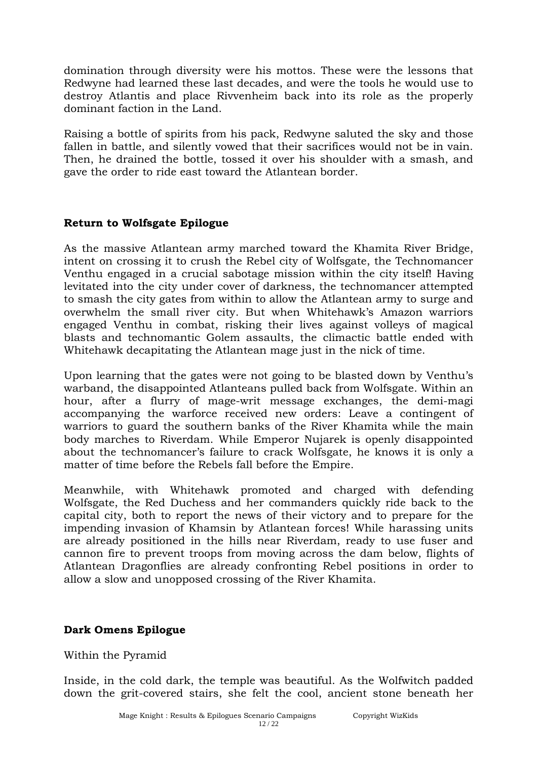domination through diversity were his mottos. These were the lessons that Redwyne had learned these last decades, and were the tools he would use to destroy Atlantis and place Rivvenheim back into its role as the properly dominant faction in the Land.

Raising a bottle of spirits from his pack, Redwyne saluted the sky and those fallen in battle, and silently vowed that their sacrifices would not be in vain. Then, he drained the bottle, tossed it over his shoulder with a smash, and gave the order to ride east toward the Atlantean border.

**Return to Wolfsgate Epilogue**

As the massive Atlantean army marched toward the Khamita River Bridge, intent on crossing it to crush the Rebel city of Wolfsgate, the Technomancer Venthu engaged in a crucial sabotage mission within the city itself! Having levitated into the city under cover of darkness, the technomancer attempted to smash the city gates from within to allow the Atlantean army to surge and overwhelm the small river city. But when Whitehawk's Amazon warriors engaged Venthu in combat, risking their lives against volleys of magical blasts and technomantic Golem assaults, the climactic battle ended with Whitehawk decapitating the Atlantean mage just in the nick of time.

Upon learning that the gates were not going to be blasted down by Venthu's warband, the disappointed Atlanteans pulled back from Wolfsgate. Within an hour, after a flurry of mage-writ message exchanges, the demi-magi accompanying the warforce received new orders: Leave a contingent of warriors to guard the southern banks of the River Khamita while the main body marches to Riverdam. While Emperor Nujarek is openly disappointed about the technomancer's failure to crack Wolfsgate, he knows it is only a matter of time before the Rebels fall before the Empire.

Meanwhile, with Whitehawk promoted and charged with defending Wolfsgate, the Red Duchess and her commanders quickly ride back to the capital city, both to report the news of their victory and to prepare for the impending invasion of Khamsin by Atlantean forces! While harassing units are already positioned in the hills near Riverdam, ready to use fuser and cannon fire to prevent troops from moving across the dam below, flights of Atlantean Dragonflies are already confronting Rebel positions in order to allow a slow and unopposed crossing of the River Khamita.

**Dark Omens Epilogue**

Within the Pyramid

Inside, in the cold dark, the temple was beautiful. As the Wolfwitch padded down the grit-covered stairs, she felt the cool, ancient stone beneath her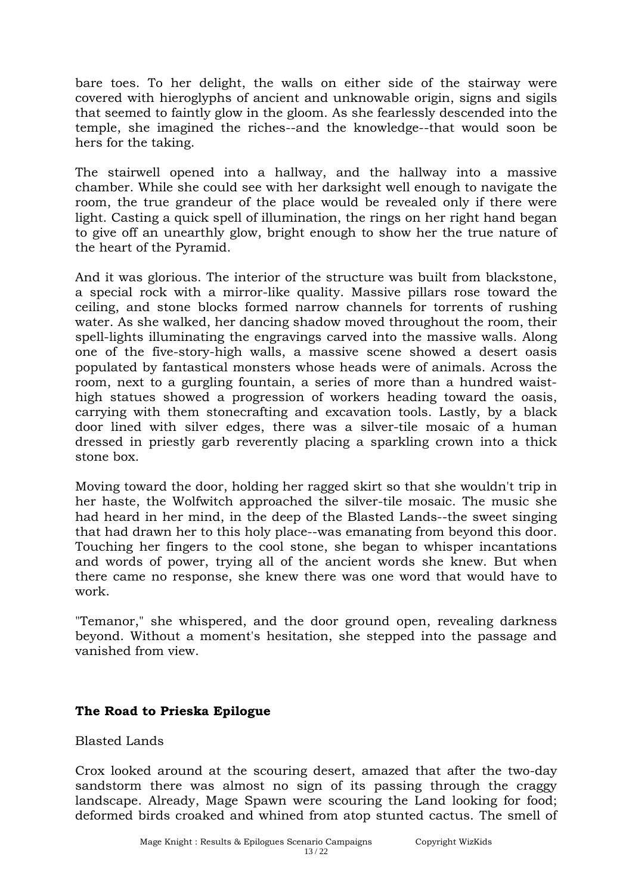bare toes. To her delight, the walls on either side of the stairway were covered with hieroglyphs of ancient and unknowable origin, signs and sigils that seemed to faintly glow in the gloom. As she fearlessly descended into the temple, she imagined the riches--and the knowledge--that would soon be hers for the taking.

The stairwell opened into a hallway, and the hallway into a massive chamber. While she could see with her darksight well enough to navigate the room, the true grandeur of the place would be revealed only if there were light. Casting a quick spell of illumination, the rings on her right hand began to give off an unearthly glow, bright enough to show her the true nature of the heart of the Pyramid.

And it was glorious. The interior of the structure was built from blackstone, a special rock with a mirror-like quality. Massive pillars rose toward the ceiling, and stone blocks formed narrow channels for torrents of rushing water. As she walked, her dancing shadow moved throughout the room, their spell-lights illuminating the engravings carved into the massive walls. Along one of the five-story-high walls, a massive scene showed a desert oasis populated by fantastical monsters whose heads were of animals. Across the room, next to a gurgling fountain, a series of more than a hundred waist-high statues showed a progression of workers heading toward the oasis, carrying with them stonecrafting and excavation tools. Lastly, by a black door lined with silver edges, there was a silver-tile mosaic of a human dressed in priestly garb reverently placing a sparkling crown into a thick stone box.

Moving toward the door, holding her ragged skirt so that she wouldn't trip in her haste, the Wolfwitch approached the silver-tile mosaic. The music she had heard in her mind, in the deep of the Blasted Lands--the sweet singing that had drawn her to this holy place--was emanating from beyond this door. Touching her fingers to the cool stone, she began to whisper incantations and words of power, trying all of the ancient words she knew. But when there came no response, she knew there was one word that would have to work.

"Temanor," she whispered, and the door ground open, revealing darkness beyond. Without a moment's hesitation, she stepped into the passage and vanished from view.

### The Road to Prieska Epilogue

Blasted Lands

Crox looked around at the scouring desert, amazed that after the two-day sandstorm there was almost no sign of its passing through the craggy landscape. Already, Mage Spawn were scouring the Land looking for food; deformed birds croaked and whined from atop stunted cactus. The smell of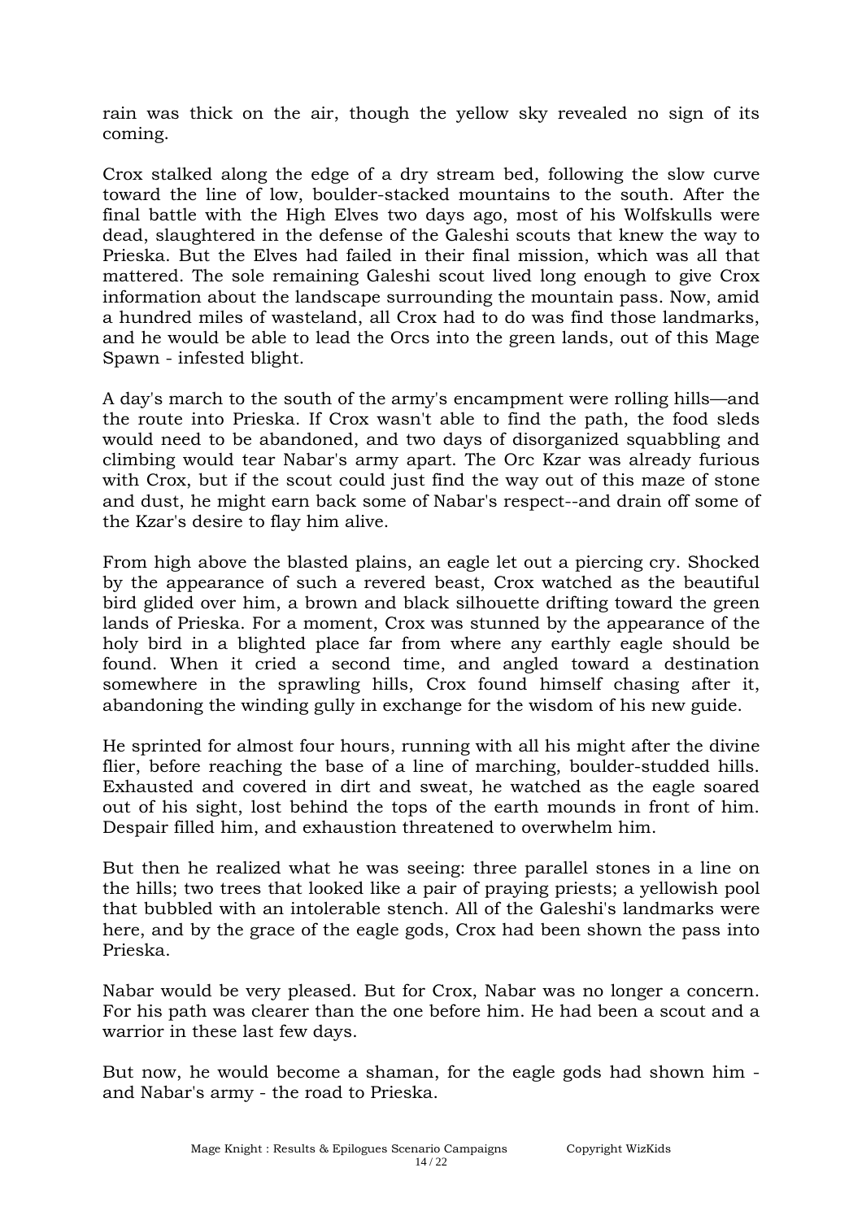rain was thick on the air, though the yellow sky revealed no sign of its coming.

Crox stalked along the edge of a dry stream bed, following the slow curve toward the line of low, boulder-stacked mountains to the south. After the final battle with the High Elves two days ago, most of his Wolfskulls were dead, slaughtered in the defense of the Galeshi scouts that knew the way to Prieska. But the Elves had failed in their final mission, which was all that mattered. The sole remaining Galeshi scout lived long enough to give Crox information about the landscape surrounding the mountain pass. Now, amid a hundred miles of wasteland, all Crox had to do was find those landmarks, and he would be able to lead the Orcs into the green lands, out of this Mage Spawn - infested blight.

A day's march to the south of the army's encampment were rolling hills—and the route into Prieska. If Crox wasn't able to find the path, the food sleds would need to be abandoned, and two days of disorganized squabbling and climbing would tear Nabar's army apart. The Orc Kzar was already furious with Crox, but if the scout could just find the way out of this maze of stone and dust, he might earn back some of Nabar's respect--and drain off some of the Kzar's desire to flay him alive.

From high above the blasted plains, an eagle let out a piercing cry. Shocked by the appearance of such a revered beast, Crox watched as the beautiful bird glided over him, a brown and black silhouette drifting toward the green lands of Prieska. For a moment, Crox was stunned by the appearance of the holy bird in a blighted place far from where any earthly eagle should be found. When it cried a second time, and angled toward a destination somewhere in the sprawling hills, Crox found himself chasing after it, abandoning the winding gully in exchange for the wisdom of his new guide.

He sprinted for almost four hours, running with all his might after the divine flier, before reaching the base of a line of marching, boulder-studded hills. Exhausted and covered in dirt and sweat, he watched as the eagle soared out of his sight, lost behind the tops of the earth mounds in front of him. Despair filled him, and exhaustion threatened to overwhelm him.

But then he realized what he was seeing: three parallel stones in a line on the hills; two trees that looked like a pair of praying priests; a yellowish pool that bubbled with an intolerable stench. All of the Galeshi's landmarks were here, and by the grace of the eagle gods, Crox had been shown the pass into Prieska.

Nabar would be very pleased. But for Crox, Nabar was no longer a concern. For his path was clearer than the one before him. He had been a scout and a warrior in these last few days.

But now, he would become a shaman, for the eagle gods had shown him - and Nabar's army - the road to Prieska.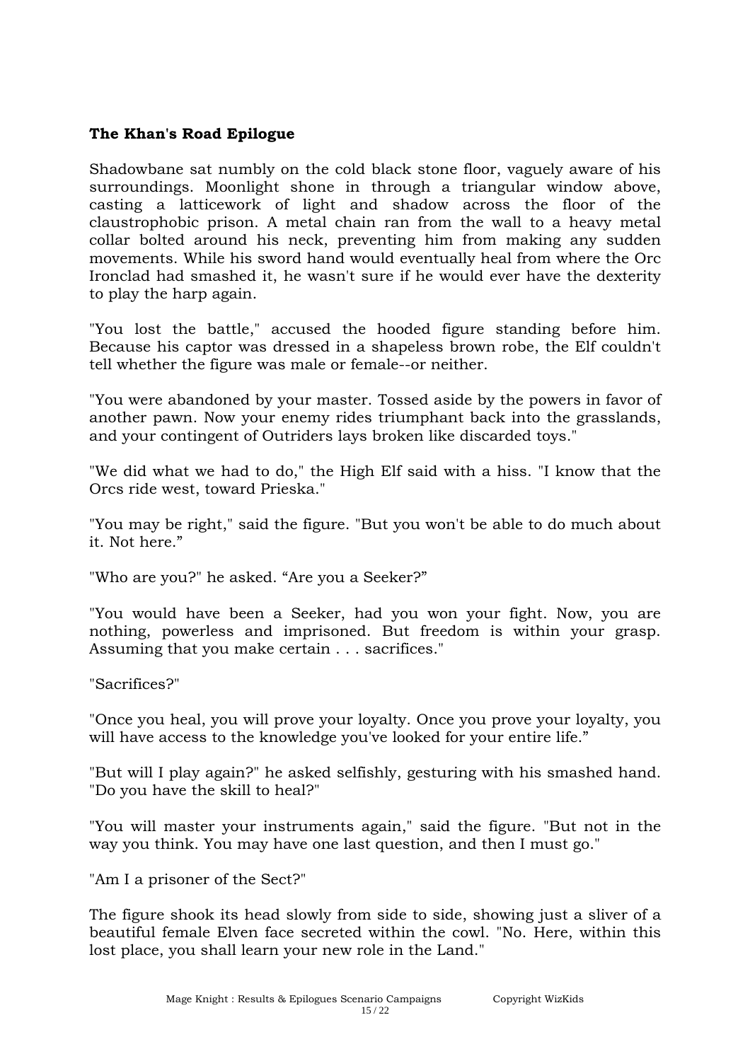**The Khan's Road Epilogue**

Shadowbane sat numbly on the cold black stone floor, vaguely aware of his surroundings. Moonlight shone in through a triangular window above, casting a latticework of light and shadow across the floor of the claustrophobic prison. A metal chain ran from the wall to a heavy metal collar bolted around his neck, preventing him from making any sudden movements. While his sword hand would eventually heal from where the Orc Ironclad had smashed it, he wasn't sure if he would ever have the dexterity to play the harp again.

"You lost the battle," accused the hooded figure standing before him. Because his captor was dressed in a shapeless brown robe, the Elf couldn't tell whether the figure was male or female--or neither.

"You were abandoned by your master. Tossed aside by the powers in favor of another pawn. Now your enemy rides triumphant back into the grasslands, and your contingent of Outriders lays broken like discarded toys."

"We did what we had to do," the High Elf said with a hiss. "I know that the Orcs ride west, toward Prieska."

"You may be right," said the figure. "But you won't be able to do much about it. Not here."

"Who are you?" he asked. "Are you a Seeker?"

"You would have been a Seeker, had you won your fight. Now, you are nothing, powerless and imprisoned. But freedom is within your grasp. Assuming that you make certain . . . sacrifices."

"Sacrifices?"

"Once you heal, you will prove your loyalty. Once you prove your loyalty, you will have access to the knowledge you've looked for your entire life."

"But will I play again?" he asked selfishly, gesturing with his smashed hand. "Do you have the skill to heal?"

"You will master your instruments again," said the figure. "But not in the way you think. You may have one last question, and then I must go."

"Am I a prisoner of the Sect?"

The figure shook its head slowly from side to side, showing just a sliver of a beautiful female Elven face secreted within the cowl. "No. Here, within this lost place, you shall learn your new role in the Land."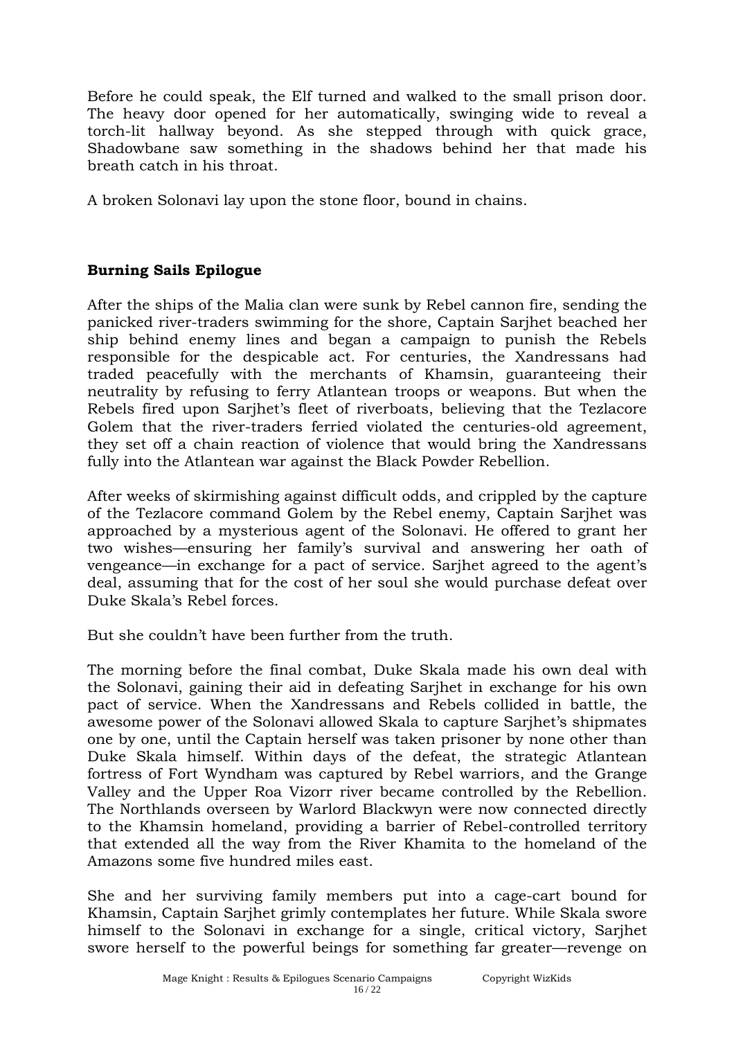Before he could speak, the Elf turned and walked to the small prison door. The heavy door opened for her automatically, swinging wide to reveal a torch-lit hallway beyond. As she stepped through with quick grace, Shadowbane saw something in the shadows behind her that made his breath catch in his throat.

A broken Solonavi lay upon the stone floor, bound in chains.

**Burning Sails Epilogue**

After the ships of the Malia clan were sunk by Rebel cannon fire, sending the panicked river-traders swimming for the shore, Captain Sarjhet beached her ship behind enemy lines and began a campaign to punish the Rebels responsible for the despicable act. For centuries, the Xandressans had traded peacefully with the merchants of Khamsin, guaranteeing their neutrality by refusing to ferry Atlantean troops or weapons. But when the Rebels fired upon Sarjhet's fleet of riverboats, believing that the Tezlacore Golem that the river-traders ferried violated the centuries-old agreement, they set off a chain reaction of violence that would bring the Xandressans fully into the Atlantean war against the Black Powder Rebellion.

After weeks of skirmishing against difficult odds, and crippled by the capture of the Tezlacore command Golem by the Rebel enemy, Captain Sarjhet was approached by a mysterious agent of the Solonavi. He offered to grant her two wishes—ensuring her family's survival and answering her oath of vengeance—in exchange for a pact of service. Sarjhet agreed to the agent's deal, assuming that for the cost of her soul she would purchase defeat over Duke Skala's Rebel forces.

But she couldn't have been further from the truth.

The morning before the final combat, Duke Skala made his own deal with the Solonavi, gaining their aid in defeating Sarjhet in exchange for his own pact of service. When the Xandressans and Rebels collided in battle, the awesome power of the Solonavi allowed Skala to capture Sarjhet's shipmates one by one, until the Captain herself was taken prisoner by none other than Duke Skala himself. Within days of the defeat, the strategic Atlantean fortress of Fort Wyndham was captured by Rebel warriors, and the Grange Valley and the Upper Roa Vizorr river became controlled by the Rebellion. The Northlands overseen by Warlord Blackwyn were now connected directly to the Khamsin homeland, providing a barrier of Rebel-controlled territory that extended all the way from the River Khamita to the homeland of the Amazons some five hundred miles east.

She and her surviving family members put into a cage-cart bound for Khamsin, Captain Sarjhet grimly contemplates her future. While Skala swore himself to the Solonavi in exchange for a single, critical victory, Sarjhet swore herself to the powerful beings for something far greater—revenge on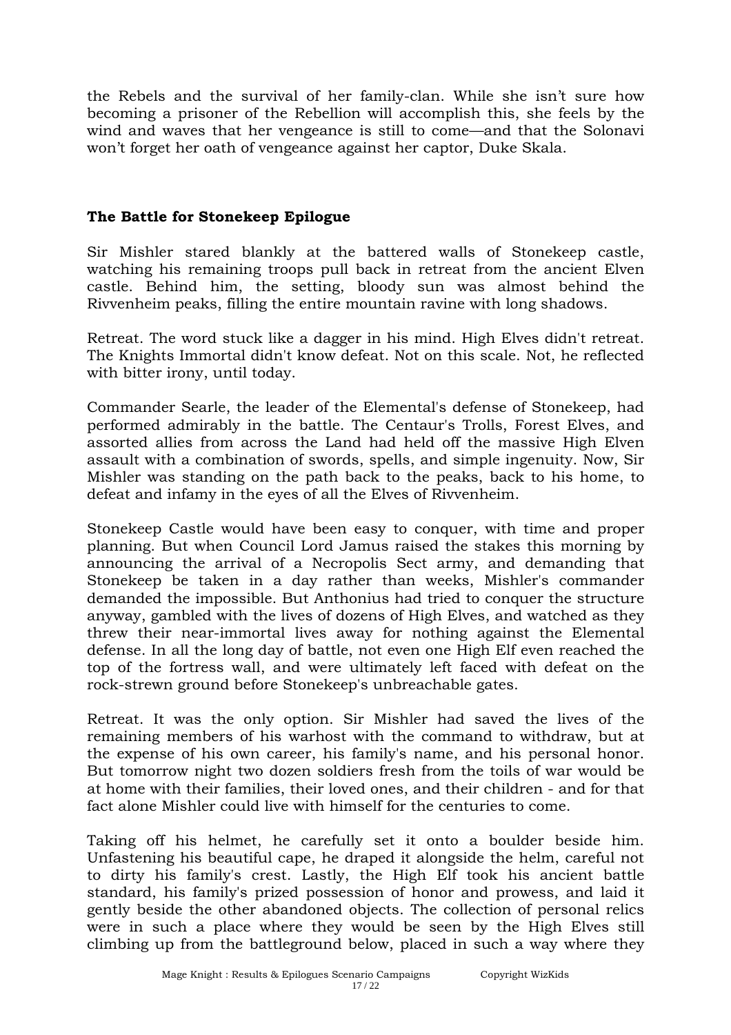the Rebels and the survival of her family-clan. While she isn't sure how becoming a prisoner of the Rebellion will accomplish this, she feels by the wind and waves that her vengeance is still to come—and that the Solonavi won't forget her oath of vengeance against her captor, Duke Skala.

### The Battle for Stonekeep Epilogue

Sir Mishler stared blankly at the battered walls of Stonekeep castle, watching his remaining troops pull back in retreat from the ancient Elven castle. Behind him, the setting, bloody sun was almost behind the Rivvenheim peaks, filling the entire mountain ravine with long shadows.

Retreat. The word stuck like a dagger in his mind. High Elves didn't retreat. The Knights Immortal didn't know defeat. Not on this scale. Not, he reflected with bitter irony, until today.

Commander Searle, the leader of the Elemental's defense of Stonekeep, had performed admirably in the battle. The Centaur's Trolls, Forest Elves, and assorted allies from across the Land had held off the massive High Elven assault with a combination of swords, spells, and simple ingenuity. Now, Sir Mishler was standing on the path back to the peaks, back to his home, to defeat and infamy in the eyes of all the Elves of Rivvenheim.

Stonekeep Castle would have been easy to conquer, with time and proper planning. But when Council Lord Jamus raised the stakes this morning by announcing the arrival of a Necropolis Sect army, and demanding that Stonekeep be taken in a day rather than weeks, Mishler's commander demanded the impossible. But Anthonius had tried to conquer the structure anyway, gambled with the lives of dozens of High Elves, and watched as they threw their near-immortal lives away for nothing against the Elemental defense. In all the long day of battle, not even one High Elf even reached the top of the fortress wall, and were ultimately left faced with defeat on the rock-strewn ground before Stonekeep's unbreachable gates.

Retreat. It was the only option. Sir Mishler had saved the lives of the remaining members of his warhost with the command to withdraw, but at the expense of his own career, his family's name, and his personal honor. But tomorrow night two dozen soldiers fresh from the toils of war would be at home with their families, their loved ones, and their children - and for that fact alone Mishler could live with himself for the centuries to come.

Taking off his helmet, he carefully set it onto a boulder beside him. Unfastening his beautiful cape, he draped it alongside the helm, careful not to dirty his family's crest. Lastly, the High Elf took his ancient battle standard, his family's prized possession of honor and prowess, and laid it gently beside the other abandoned objects. The collection of personal relics were in such a place where they would be seen by the High Elves still climbing up from the battleground below, placed in such a way where they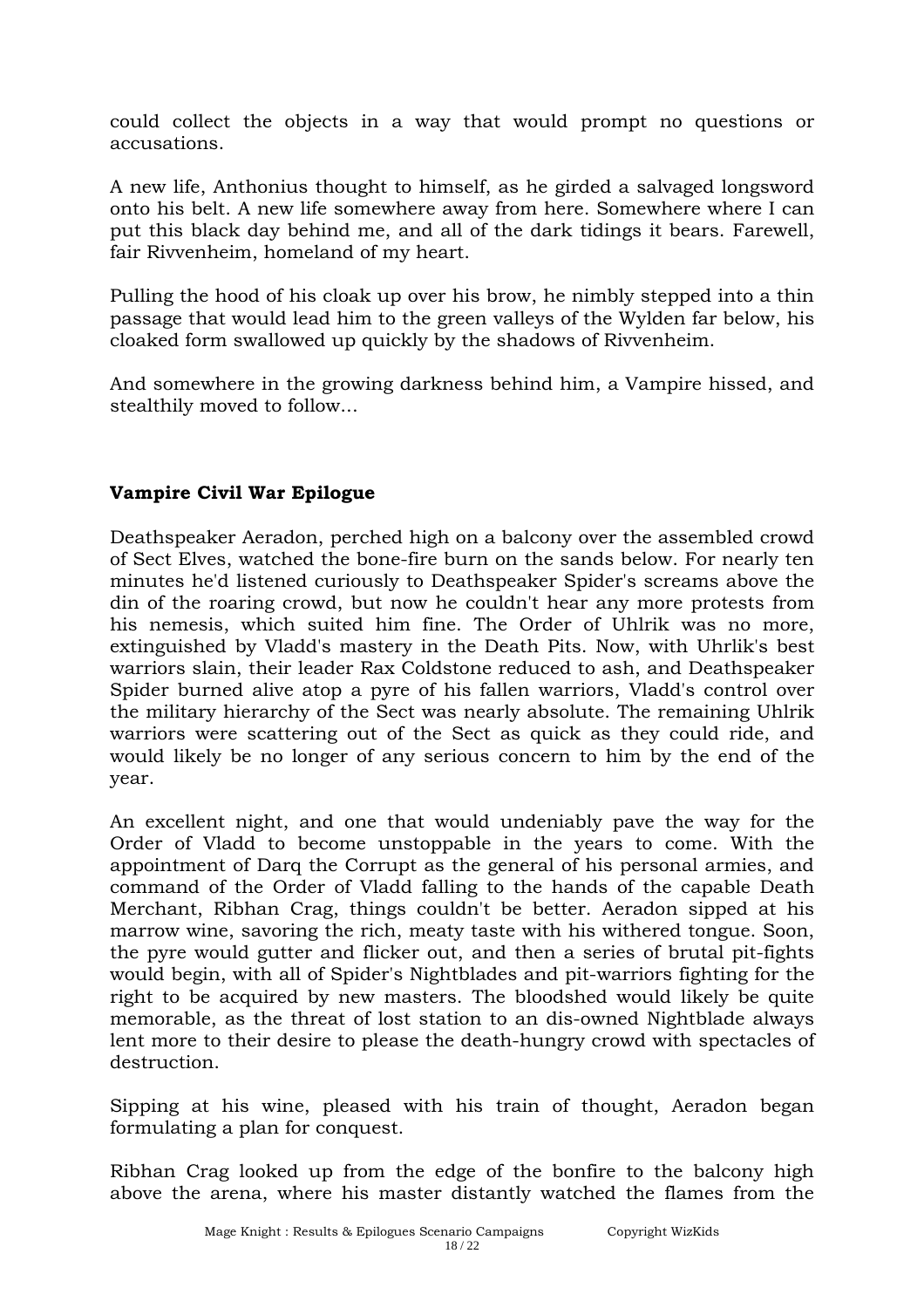could collect the objects in a way that would prompt no questions or accusations.

A new life, Anthonius thought to himself, as he girded a salvaged longsword onto his belt. A new life somewhere away from here. Somewhere where I can put this black day behind me, and all of the dark tidings it bears. Farewell, fair Rivvenheim, homeland of my heart.

Pulling the hood of his cloak up over his brow, he nimbly stepped into a thin passage that would lead him to the green valleys of the Wylden far below, his cloaked form swallowed up quickly by the shadows of Rivvenheim.

And somewhere in the growing darkness behind him, a Vampire hissed, and stealthily moved to follow...

**Vampire Civil War Epilogue**

Deathspeaker Aeradon, perched high on a balcony over the assembled crowd of Sect Elves, watched the bone-fire burn on the sands below. For nearly ten minutes he'd listened curiously to Deathspeaker Spider's screams above the din of the roaring crowd, but now he couldn't hear any more protests from his nemesis, which suited him fine. The Order of Uhlrik was no more, extinguished by Vladd's mastery in the Death Pits. Now, with Uhrlik's best warriors slain, their leader Rax Coldstone reduced to ash, and Deathspeaker Spider burned alive atop a pyre of his fallen warriors, Vladd's control over the military hierarchy of the Sect was nearly absolute. The remaining Uhlrik warriors were scattering out of the Sect as quick as they could ride, and would likely be no longer of any serious concern to him by the end of the year.

An excellent night, and one that would undeniably pave the way for the Order of Vladd to become unstoppable in the years to come. With the appointment of Darq the Corrupt as the general of his personal armies, and command of the Order of Vladd falling to the hands of the capable Death Merchant, Ribhan Crag, things couldn't be better. Aeradon sipped at his marrow wine, savoring the rich, meaty taste with his withered tongue. Soon, the pyre would gutter and flicker out, and then a series of brutal pit-fights would begin, with all of Spider's Nightblades and pit-warriors fighting for the right to be acquired by new masters. The bloodshed would likely be quite memorable, as the threat of lost station to an dis-owned Nightblade always lent more to their desire to please the death-hungry crowd with spectacles of destruction.

Sipping at his wine, pleased with his train of thought, Aeradon began formulating a plan for conquest.

Ribhan Crag looked up from the edge of the bonfire to the balcony high above the arena, where his master distantly watched the flames from the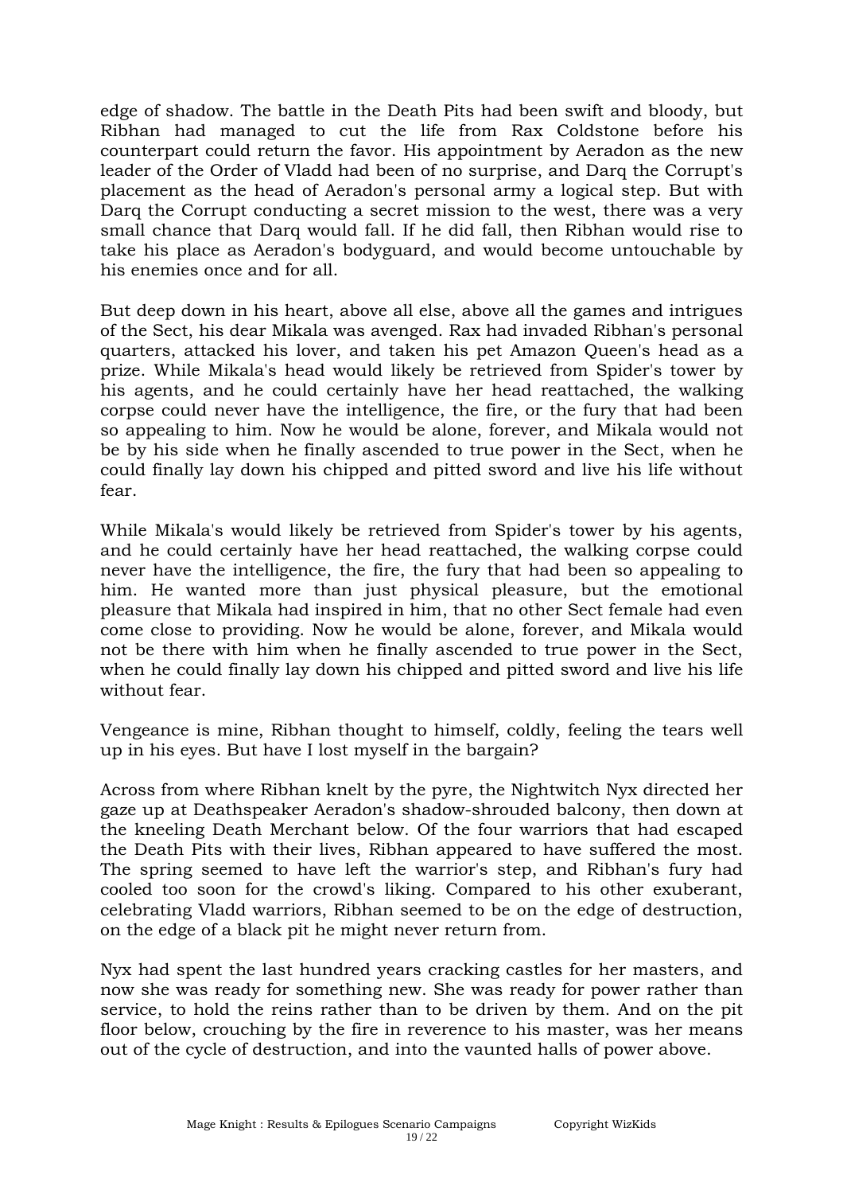edge of shadow. The battle in the Death Pits had been swift and bloody, but Ribhan had managed to cut the life from Rax Coldstone before his counterpart could return the favor. His appointment by Aeradon as the new leader of the Order of Vladd had been of no surprise, and Darq the Corrupt's placement as the head of Aeradon's personal army a logical step. But with Darq the Corrupt conducting a secret mission to the west, there was a very small chance that Darq would fall. If he did fall, then Ribhan would rise to take his place as Aeradon's bodyguard, and would become untouchable by his enemies once and for all.

But deep down in his heart, above all else, above all the games and intrigues of the Sect, his dear Mikala was avenged. Rax had invaded Ribhan's personal quarters, attacked his lover, and taken his pet Amazon Queen's head as a prize. While Mikala's head would likely be retrieved from Spider's tower by his agents, and he could certainly have her head reattached, the walking corpse could never have the intelligence, the fire, or the fury that had been so appealing to him. Now he would be alone, forever, and Mikala would not be by his side when he finally ascended to true power in the Sect, when he could finally lay down his chipped and pitted sword and live his life without fear.

While Mikala's would likely be retrieved from Spider's tower by his agents, and he could certainly have her head reattached, the walking corpse could never have the intelligence, the fire, the fury that had been so appealing to him. He wanted more than just physical pleasure, but the emotional pleasure that Mikala had inspired in him, that no other Sect female had even come close to providing. Now he would be alone, forever, and Mikala would not be there with him when he finally ascended to true power in the Sect, when he could finally lay down his chipped and pitted sword and live his life without fear.

Vengeance is mine, Ribhan thought to himself, coldly, feeling the tears well up in his eyes. But have I lost myself in the bargain?

Across from where Ribhan knelt by the pyre, the Nightwitch Nyx directed her gaze up at Deathspeaker Aeradon's shadow-shrouded balcony, then down at the kneeling Death Merchant below. Of the four warriors that had escaped the Death Pits with their lives, Ribhan appeared to have suffered the most. The spring seemed to have left the warrior's step, and Ribhan's fury had cooled too soon for the crowd's liking. Compared to his other exuberant, celebrating Vladd warriors, Ribhan seemed to be on the edge of destruction, on the edge of a black pit he might never return from.

Nyx had spent the last hundred years cracking castles for her masters, and now she was ready for something new. She was ready for power rather than service, to hold the reins rather than to be driven by them. And on the pit floor below, crouching by the fire in reverence to his master, was her means out of the cycle of destruction, and into the vaunted halls of power above.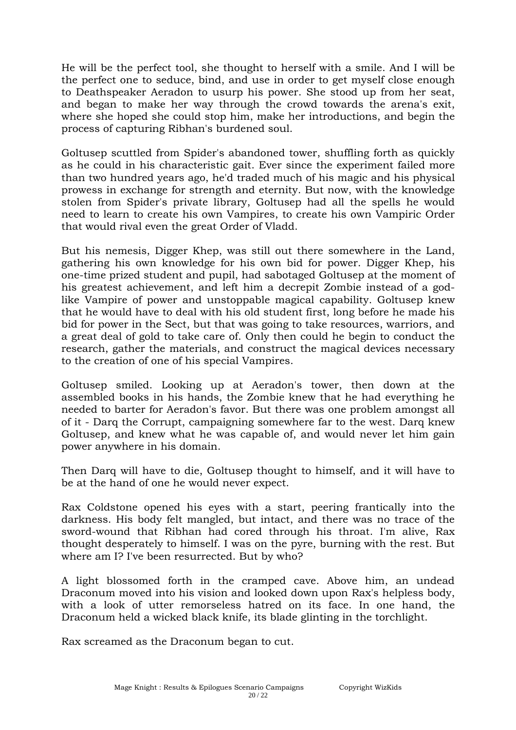He will be the perfect tool, she thought to herself with a smile. And I will be the perfect one to seduce, bind, and use in order to get myself close enough to Deathspeaker Aeradon to usurp his power. She stood up from her seat, and began to make her way through the crowd towards the arena's exit, where she hoped she could stop him, make her introductions, and begin the process of capturing Ribhan's burdened soul.

Goltusep scuttled from Spider's abandoned tower, shuffling forth as quickly as he could in his characteristic gait. Ever since the experiment failed more than two hundred years ago, he'd traded much of his magic and his physical prowess in exchange for strength and eternity. But now, with the knowledge stolen from Spider's private library, Goltusep had all the spells he would need to learn to create his own Vampires, to create his own Vampiric Order that would rival even the great Order of Vladd.

But his nemesis, Digger Khep, was still out there somewhere in the Land, gathering his own knowledge for his own bid for power. Digger Khep, his one-time prized student and pupil, had sabotaged Goltusep at the moment of his greatest achievement, and left him a decrepit Zombie instead of a god-like Vampire of power and unstoppable magical capability. Goltusep knew that he would have to deal with his old student first, long before he made his bid for power in the Sect, but that was going to take resources, warriors, and a great deal of gold to take care of. Only then could he begin to conduct the research, gather the materials, and construct the magical devices necessary to the creation of one of his special Vampires.

Goltusep smiled. Looking up at Aeradon's tower, then down at the assembled books in his hands, the Zombie knew that he had everything he needed to barter for Aeradon's favor. But there was one problem amongst all of it - Darq the Corrupt, campaigning somewhere far to the west. Darq knew Goltusep, and knew what he was capable of, and would never let him gain power anywhere in his domain.

Then Darq will have to die, Goltusep thought to himself, and it will have to be at the hand of one he would never expect.

Rax Coldstone opened his eyes with a start, peering frantically into the darkness. His body felt mangled, but intact, and there was no trace of the sword-wound that Ribhan had cored through his throat. I'm alive, Rax thought desperately to himself. I was on the pyre, burning with the rest. But where am I? I've been resurrected. But by who?

A light blossomed forth in the cramped cave. Above him, an undead Draconum moved into his vision and looked down upon Rax's helpless body, with a look of utter remorseless hatred on its face. In one hand, the Draconum held a wicked black knife, its blade glinting in the torchlight.

Rax screamed as the Draconum began to cut.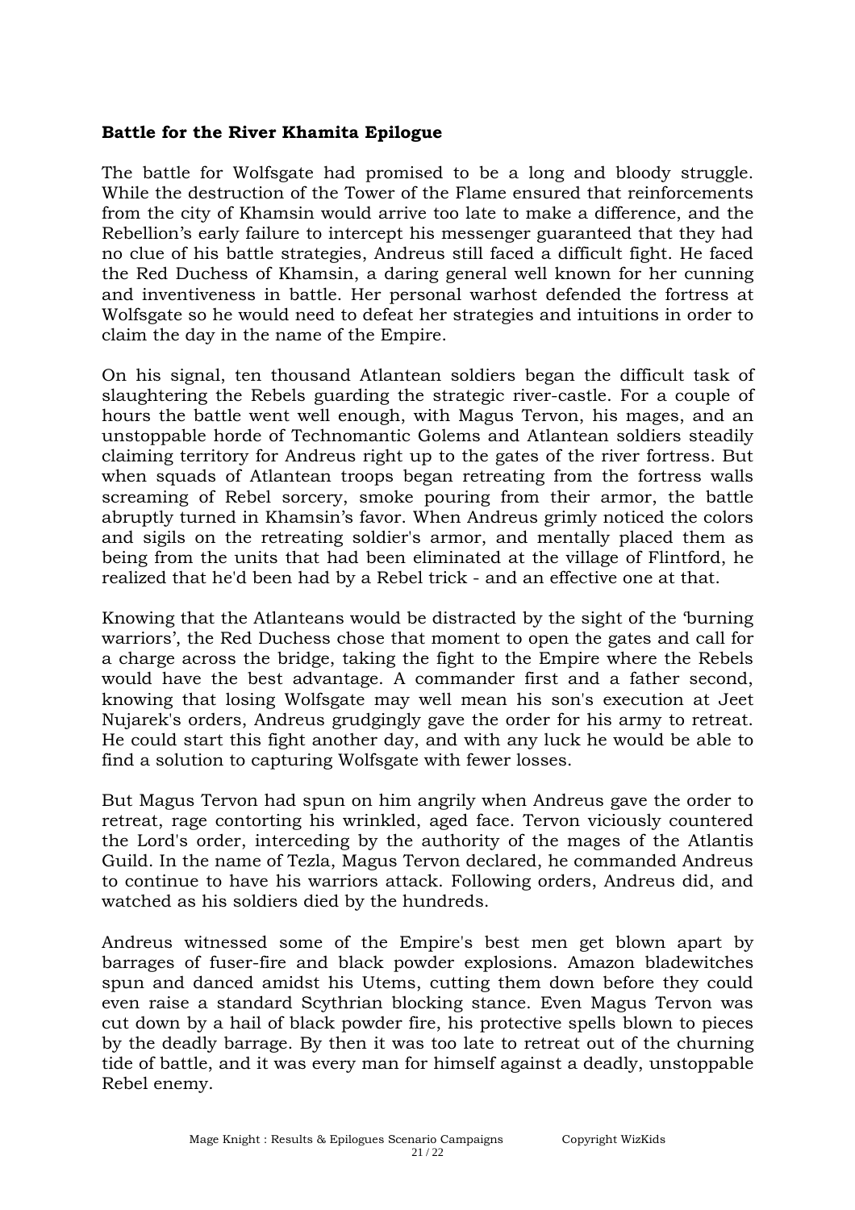**Battle for the River Khamita Epilogue**

The battle for Wolfsgate had promised to be a long and bloody struggle. While the destruction of the Tower of the Flame ensured that reinforcements from the city of Khamsin would arrive too late to make a difference, and the Rebellion's early failure to intercept his messenger guaranteed that they had no clue of his battle strategies, Andreus still faced a difficult fight. He faced the Red Duchess of Khamsin, a daring general well known for her cunning and inventiveness in battle. Her personal warhost defended the fortress at Wolfsgate so he would need to defeat her strategies and intuitions in order to claim the day in the name of the Empire.

On his signal, ten thousand Atlantean soldiers began the difficult task of slaughtering the Rebels guarding the strategic river-castle. For a couple of hours the battle went well enough, with Magus Tervon, his mages, and an unstoppable horde of Technomantic Golems and Atlantean soldiers steadily claiming territory for Andreus right up to the gates of the river fortress. But when squads of Atlantean troops began retreating from the fortress walls screaming of Rebel sorcery, smoke pouring from their armor, the battle abruptly turned in Khamsin's favor. When Andreus grimly noticed the colors and sigils on the retreating soldier's armor, and mentally placed them as being from the units that had been eliminated at the village of Flintford, he realized that he'd been had by a Rebel trick - and an effective one at that.

Knowing that the Atlanteans would be distracted by the sight of the 'burning warriors', the Red Duchess chose that moment to open the gates and call for a charge across the bridge, taking the fight to the Empire where the Rebels would have the best advantage. A commander first and a father second, knowing that losing Wolfsgate may well mean his son's execution at Jeet Nujarek's orders, Andreus grudgingly gave the order for his army to retreat. He could start this fight another day, and with any luck he would be able to find a solution to capturing Wolfsgate with fewer losses.

But Magus Tervon had spun on him angrily when Andreus gave the order to retreat, rage contorting his wrinkled, aged face. Tervon viciously countered the Lord's order, interceding by the authority of the mages of the Atlantis Guild. In the name of Tezla, Magus Tervon declared, he commanded Andreus to continue to have his warriors attack. Following orders, Andreus did, and watched as his soldiers died by the hundreds.

Andreus witnessed some of the Empire's best men get blown apart by barrages of fuser-fire and black powder explosions. Amazon bladewitches spun and danced amidst his Utems, cutting them down before they could even raise a standard Scythrian blocking stance. Even Magus Tervon was cut down by a hail of black powder fire, his protective spells blown to pieces by the deadly barrage. By then it was too late to retreat out of the churning tide of battle, and it was every man for himself against a deadly, unstoppable Rebel enemy.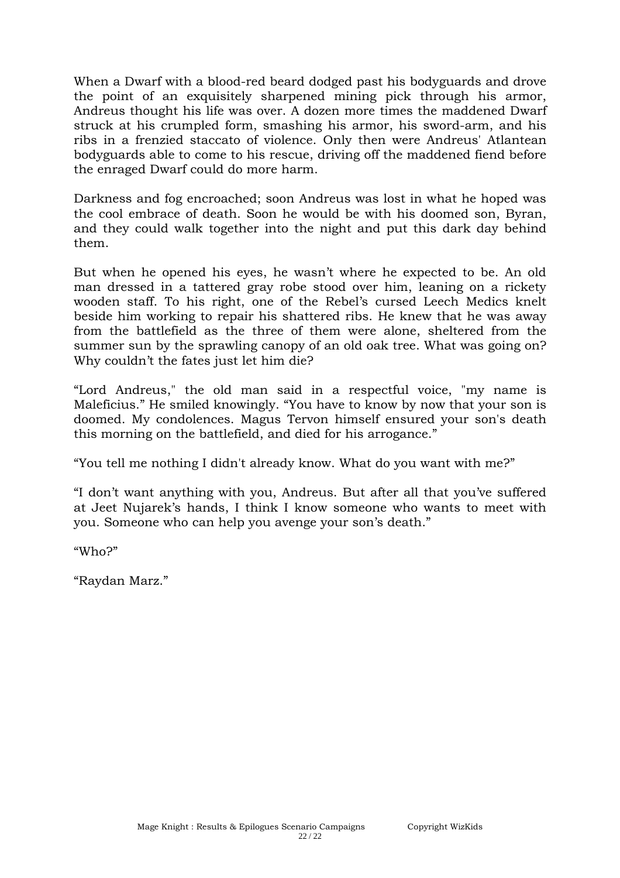When a Dwarf with a blood-red beard dodged past his bodyguards and drove the point of an exquisitely sharpened mining pick through his armor, Andreus thought his life was over. A dozen more times the maddened Dwarf struck at his crumpled form, smashing his armor, his sword-arm, and his ribs in a frenzied staccato of violence. Only then were Andreus' Atlantean bodyguards able to come to his rescue, driving off the maddened fiend before the enraged Dwarf could do more harm.

Darkness and fog encroached; soon Andreus was lost in what he hoped was the cool embrace of death. Soon he would be with his doomed son, Byran, and they could walk together into the night and put this dark day behind them.

But when he opened his eyes, he wasn't where he expected to be. An old man dressed in a tattered gray robe stood over him, leaning on a rickety wooden staff. To his right, one of the Rebel's cursed Leech Medics knelt beside him working to repair his shattered ribs. He knew that he was away from the battlefield as the three of them were alone, sheltered from the summer sun by the sprawling canopy of an old oak tree. What was going on? Why couldn't the fates just let him die?

"Lord Andreus," the old man said in a respectful voice, "my name is Maleficius." He smiled knowingly. "You have to know by now that your son is doomed. My condolences. Magus Tervon himself ensured your son's death this morning on the battlefield, and died for his arrogance."

"You tell me nothing I didn't already know. What do you want with me?"

"I don't want anything with you, Andreus. But after all that you've suffered at Jeet Nujarek's hands, I think I know someone who wants to meet with you. Someone who can help you avenge your son's death."

"Who?"

"Raydan Marz."